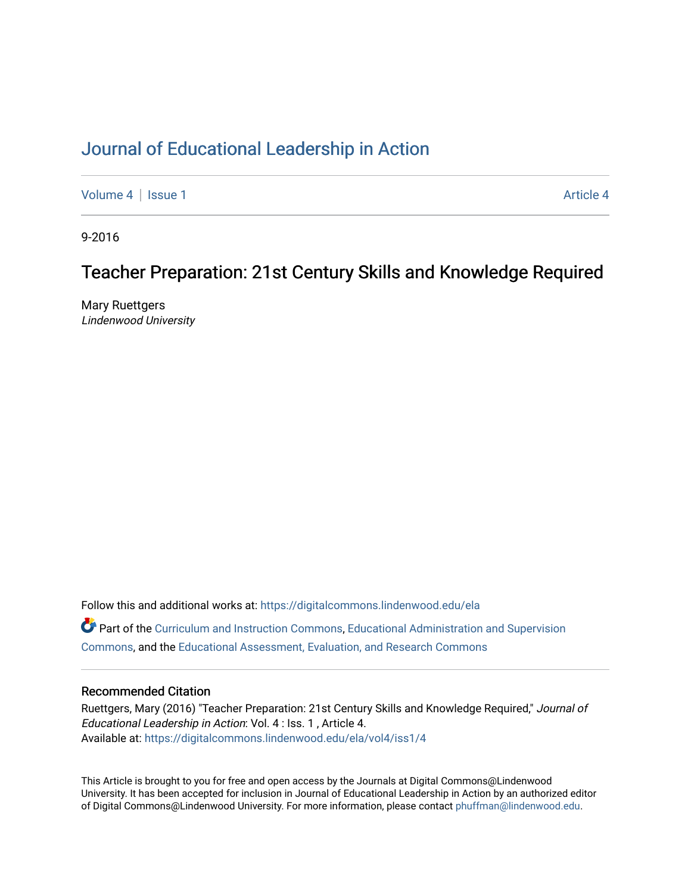# Journal of Educational Leadership in Action

Volume 4 | Issue 1 Article 4

9-2016

## Teacher Preparation: 21st Century Skills and Knowledge Required

Mary Ruettgers
*Lindenwood University*

Follow this and additional works at: https://digitalcommons.lindenwood.edu/ela

Part of the Curriculum and Instruction Commons, Educational Administration and Supervision Commons, and the Educational Assessment, Evaluation, and Research Commons

### Recommended Citation

Ruettgers, Mary (2016) "Teacher Preparation: 21st Century Skills and Knowledge Required," *Journal of Educational Leadership in Action*: Vol. 4 : Iss. 1 , Article 4.
Available at: https://digitalcommons.lindenwood.edu/ela/vol4/iss1/4

This Article is brought to you for free and open access by the Journals at Digital Commons@Lindenwood University. It has been accepted for inclusion in Journal of Educational Leadership in Action by an authorized editor of Digital Commons@Lindenwood University. For more information, please contact phuffman@lindenwood.edu.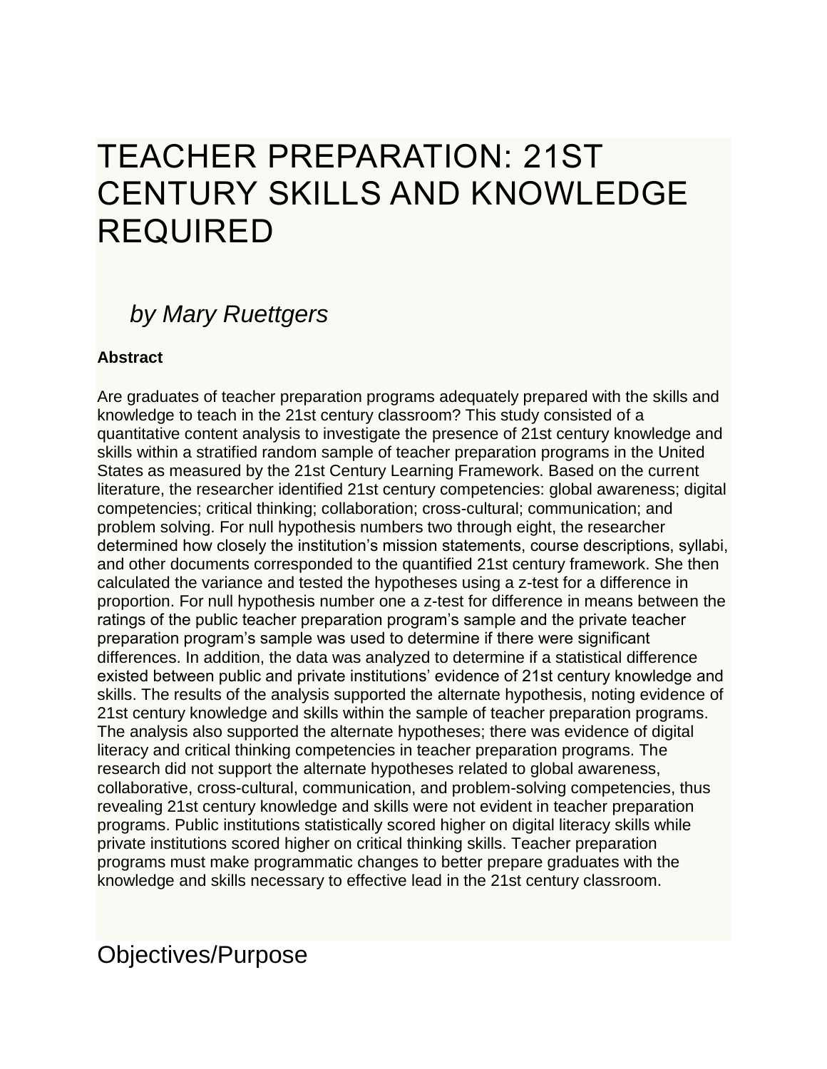# TEACHER PREPARATION: 21ST CENTURY SKILLS AND KNOWLEDGE REQUIRED

*by Mary Ruettgers*

**Abstract**

Are graduates of teacher preparation programs adequately prepared with the skills and knowledge to teach in the 21st century classroom? This study consisted of a quantitative content analysis to investigate the presence of 21st century knowledge and skills within a stratified random sample of teacher preparation programs in the United States as measured by the 21st Century Learning Framework. Based on the current literature, the researcher identified 21st century competencies: global awareness; digital competencies; critical thinking; collaboration; cross-cultural; communication; and problem solving. For null hypothesis numbers two through eight, the researcher determined how closely the institution's mission statements, course descriptions, syllabi, and other documents corresponded to the quantified 21st century framework. She then calculated the variance and tested the hypotheses using a z-test for a difference in proportion. For null hypothesis number one a z-test for difference in means between the ratings of the public teacher preparation program's sample and the private teacher preparation program's sample was used to determine if there were significant differences. In addition, the data was analyzed to determine if a statistical difference existed between public and private institutions' evidence of 21st century knowledge and skills. The results of the analysis supported the alternate hypothesis, noting evidence of 21st century knowledge and skills within the sample of teacher preparation programs. The analysis also supported the alternate hypotheses; there was evidence of digital literacy and critical thinking competencies in teacher preparation programs. The research did not support the alternate hypotheses related to global awareness, collaborative, cross-cultural, communication, and problem-solving competencies, thus revealing 21st century knowledge and skills were not evident in teacher preparation programs. Public institutions statistically scored higher on digital literacy skills while private institutions scored higher on critical thinking skills. Teacher preparation programs must make programmatic changes to better prepare graduates with the knowledge and skills necessary to effective lead in the 21st century classroom.

## Objectives/Purpose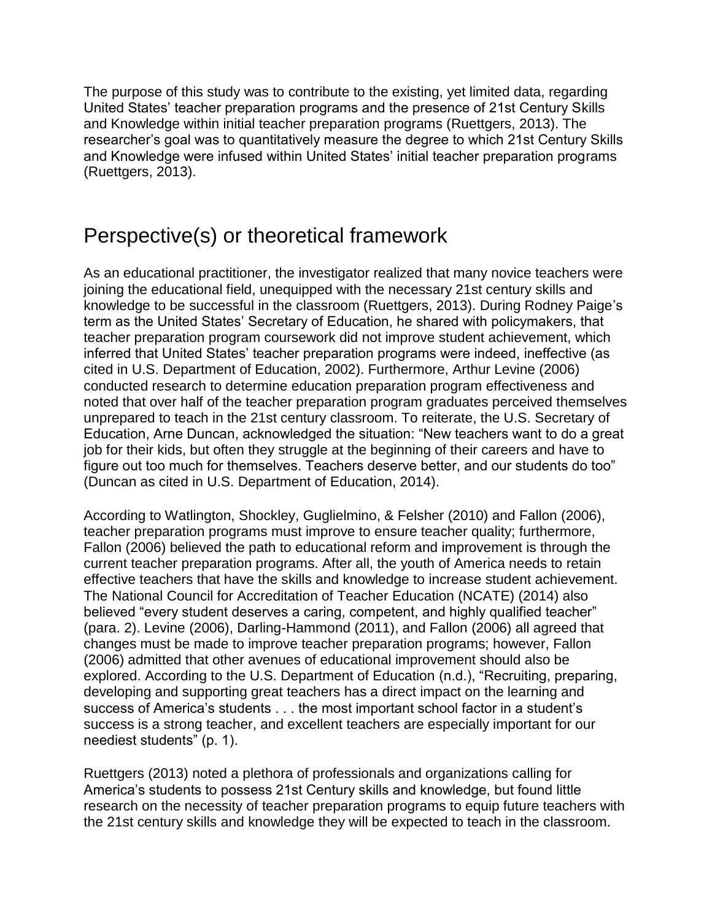The purpose of this study was to contribute to the existing, yet limited data, regarding United States' teacher preparation programs and the presence of 21st Century Skills and Knowledge within initial teacher preparation programs (Ruettgers, 2013). The researcher's goal was to quantitatively measure the degree to which 21st Century Skills and Knowledge were infused within United States' initial teacher preparation programs (Ruettgers, 2013).

## Perspective(s) or theoretical framework

As an educational practitioner, the investigator realized that many novice teachers were joining the educational field, unequipped with the necessary 21st century skills and knowledge to be successful in the classroom (Ruettgers, 2013). During Rodney Paige's term as the United States' Secretary of Education, he shared with policymakers, that teacher preparation program coursework did not improve student achievement, which inferred that United States' teacher preparation programs were indeed, ineffective (as cited in U.S. Department of Education, 2002). Furthermore, Arthur Levine (2006) conducted research to determine education preparation program effectiveness and noted that over half of the teacher preparation program graduates perceived themselves unprepared to teach in the 21st century classroom. To reiterate, the U.S. Secretary of Education, Arne Duncan, acknowledged the situation: "New teachers want to do a great job for their kids, but often they struggle at the beginning of their careers and have to figure out too much for themselves. Teachers deserve better, and our students do too" (Duncan as cited in U.S. Department of Education, 2014).

According to Watlington, Shockley, Guglielmino, & Felsher (2010) and Fallon (2006), teacher preparation programs must improve to ensure teacher quality; furthermore, Fallon (2006) believed the path to educational reform and improvement is through the current teacher preparation programs. After all, the youth of America needs to retain effective teachers that have the skills and knowledge to increase student achievement. The National Council for Accreditation of Teacher Education (NCATE) (2014) also believed "every student deserves a caring, competent, and highly qualified teacher" (para. 2). Levine (2006), Darling-Hammond (2011), and Fallon (2006) all agreed that changes must be made to improve teacher preparation programs; however, Fallon (2006) admitted that other avenues of educational improvement should also be explored. According to the U.S. Department of Education (n.d.), "Recruiting, preparing, developing and supporting great teachers has a direct impact on the learning and success of America's students . . . the most important school factor in a student's success is a strong teacher, and excellent teachers are especially important for our neediest students" (p. 1).

Ruettgers (2013) noted a plethora of professionals and organizations calling for America's students to possess 21st Century skills and knowledge, but found little research on the necessity of teacher preparation programs to equip future teachers with the 21st century skills and knowledge they will be expected to teach in the classroom.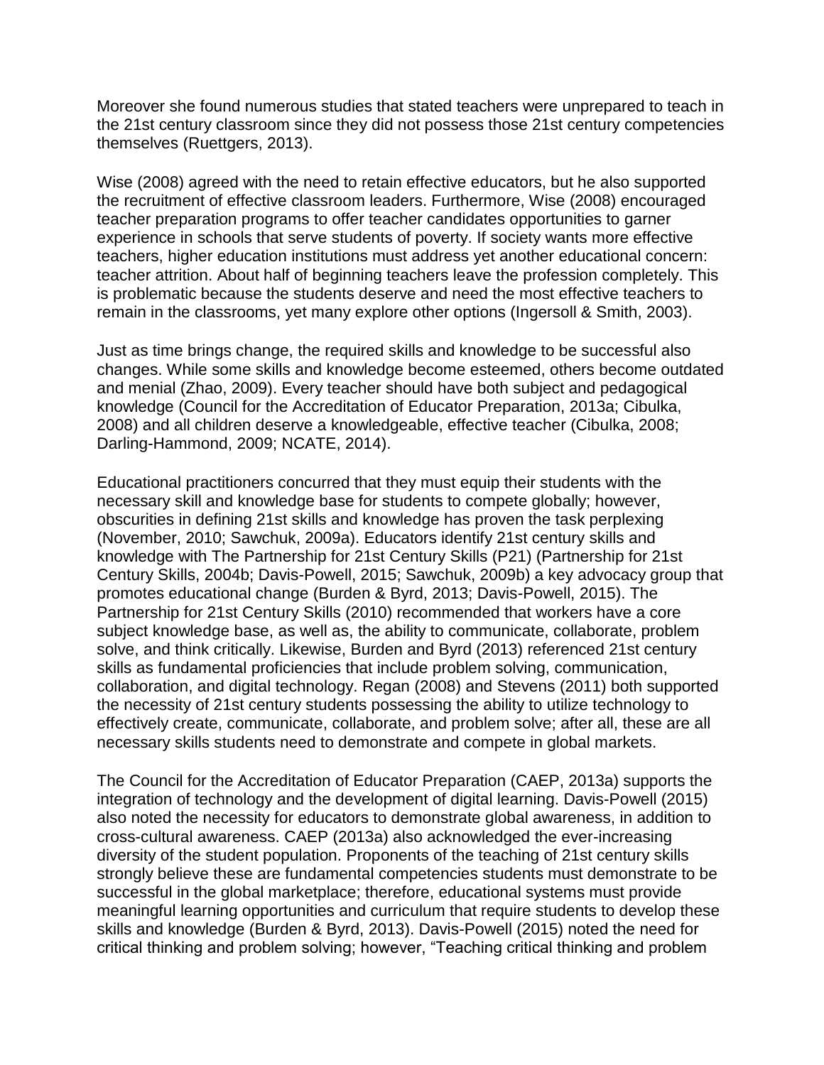Moreover she found numerous studies that stated teachers were unprepared to teach in the 21st century classroom since they did not possess those 21st century competencies themselves (Ruettgers, 2013).

Wise (2008) agreed with the need to retain effective educators, but he also supported the recruitment of effective classroom leaders. Furthermore, Wise (2008) encouraged teacher preparation programs to offer teacher candidates opportunities to garner experience in schools that serve students of poverty. If society wants more effective teachers, higher education institutions must address yet another educational concern: teacher attrition. About half of beginning teachers leave the profession completely. This is problematic because the students deserve and need the most effective teachers to remain in the classrooms, yet many explore other options (Ingersoll & Smith, 2003).

Just as time brings change, the required skills and knowledge to be successful also changes. While some skills and knowledge become esteemed, others become outdated and menial (Zhao, 2009). Every teacher should have both subject and pedagogical knowledge (Council for the Accreditation of Educator Preparation, 2013a; Cibulka, 2008) and all children deserve a knowledgeable, effective teacher (Cibulka, 2008; Darling-Hammond, 2009; NCATE, 2014).

Educational practitioners concurred that they must equip their students with the necessary skill and knowledge base for students to compete globally; however, obscurities in defining 21st skills and knowledge has proven the task perplexing (November, 2010; Sawchuk, 2009a). Educators identify 21st century skills and knowledge with The Partnership for 21st Century Skills (P21) (Partnership for 21st Century Skills, 2004b; Davis-Powell, 2015; Sawchuk, 2009b) a key advocacy group that promotes educational change (Burden & Byrd, 2013; Davis-Powell, 2015). The Partnership for 21st Century Skills (2010) recommended that workers have a core subject knowledge base, as well as, the ability to communicate, collaborate, problem solve, and think critically. Likewise, Burden and Byrd (2013) referenced 21st century skills as fundamental proficiencies that include problem solving, communication, collaboration, and digital technology. Regan (2008) and Stevens (2011) both supported the necessity of 21st century students possessing the ability to utilize technology to effectively create, communicate, collaborate, and problem solve; after all, these are all necessary skills students need to demonstrate and compete in global markets.

The Council for the Accreditation of Educator Preparation (CAEP, 2013a) supports the integration of technology and the development of digital learning. Davis-Powell (2015) also noted the necessity for educators to demonstrate global awareness, in addition to cross-cultural awareness. CAEP (2013a) also acknowledged the ever-increasing diversity of the student population. Proponents of the teaching of 21st century skills strongly believe these are fundamental competencies students must demonstrate to be successful in the global marketplace; therefore, educational systems must provide meaningful learning opportunities and curriculum that require students to develop these skills and knowledge (Burden & Byrd, 2013). Davis-Powell (2015) noted the need for critical thinking and problem solving; however, "Teaching critical thinking and problem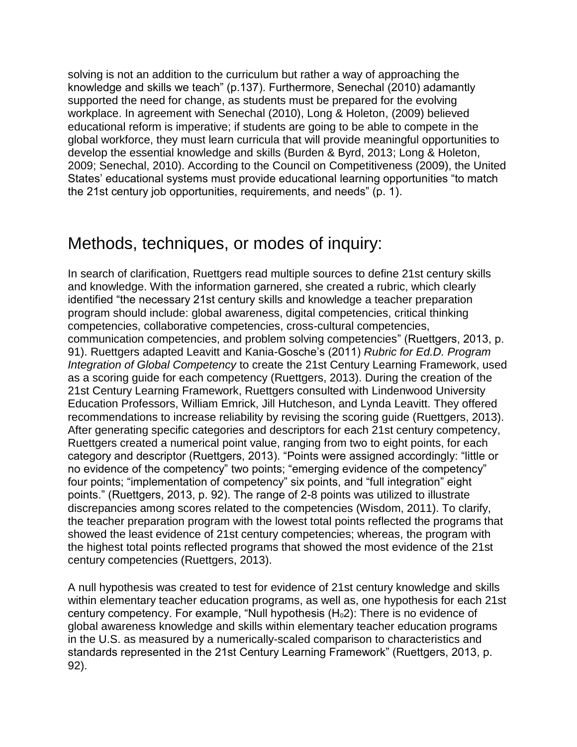solving is not an addition to the curriculum but rather a way of approaching the knowledge and skills we teach" (p.137). Furthermore, Senechal (2010) adamantly supported the need for change, as students must be prepared for the evolving workplace. In agreement with Senechal (2010), Long & Holeton, (2009) believed educational reform is imperative; if students are going to be able to compete in the global workforce, they must learn curricula that will provide meaningful opportunities to develop the essential knowledge and skills (Burden & Byrd, 2013; Long & Holeton, 2009; Senechal, 2010). According to the Council on Competitiveness (2009), the United States' educational systems must provide educational learning opportunities "to match the 21st century job opportunities, requirements, and needs" (p. 1).

## Methods, techniques, or modes of inquiry:

In search of clarification, Ruettgers read multiple sources to define 21st century skills and knowledge. With the information garnered, she created a rubric, which clearly identified "the necessary 21st century skills and knowledge a teacher preparation program should include: global awareness, digital competencies, critical thinking competencies, collaborative competencies, cross-cultural competencies, communication competencies, and problem solving competencies" (Ruettgers, 2013, p. 91). Ruettgers adapted Leavitt and Kania-Gosche's (2011) *Rubric for Ed.D. Program Integration of Global Competency* to create the 21st Century Learning Framework, used as a scoring guide for each competency (Ruettgers, 2013). During the creation of the 21st Century Learning Framework, Ruettgers consulted with Lindenwood University Education Professors, William Emrick, Jill Hutcheson, and Lynda Leavitt. They offered recommendations to increase reliability by revising the scoring guide (Ruettgers, 2013). After generating specific categories and descriptors for each 21st century competency, Ruettgers created a numerical point value, ranging from two to eight points, for each category and descriptor (Ruettgers, 2013). "Points were assigned accordingly: "little or no evidence of the competency" two points; "emerging evidence of the competency" four points; "implementation of competency" six points, and "full integration" eight points." (Ruettgers, 2013, p. 92). The range of 2-8 points was utilized to illustrate discrepancies among scores related to the competencies (Wisdom, 2011). To clarify, the teacher preparation program with the lowest total points reflected the programs that showed the least evidence of 21st century competencies; whereas, the program with the highest total points reflected programs that showed the most evidence of the 21st century competencies (Ruettgers, 2013).

A null hypothesis was created to test for evidence of 21st century knowledge and skills within elementary teacher education programs, as well as, one hypothesis for each 21st century competency. For example, "Null hypothesis ($H_02$): There is no evidence of global awareness knowledge and skills within elementary teacher education programs in the U.S. as measured by a numerically-scaled comparison to characteristics and standards represented in the 21st Century Learning Framework" (Ruettgers, 2013, p. 92).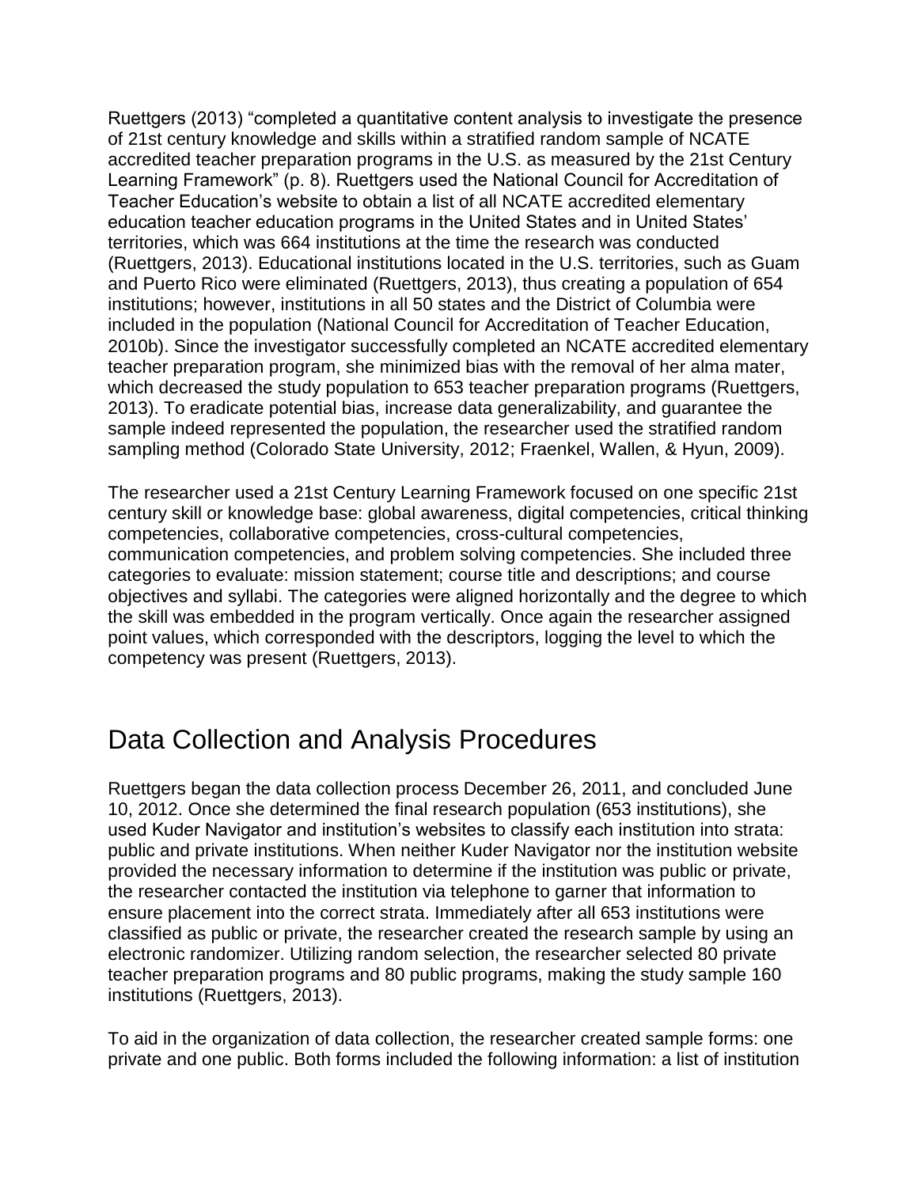Ruettgers (2013) "completed a quantitative content analysis to investigate the presence of 21st century knowledge and skills within a stratified random sample of NCATE accredited teacher preparation programs in the U.S. as measured by the 21st Century Learning Framework" (p. 8). Ruettgers used the National Council for Accreditation of Teacher Education's website to obtain a list of all NCATE accredited elementary education teacher education programs in the United States and in United States' territories, which was 664 institutions at the time the research was conducted (Ruettgers, 2013). Educational institutions located in the U.S. territories, such as Guam and Puerto Rico were eliminated (Ruettgers, 2013), thus creating a population of 654 institutions; however, institutions in all 50 states and the District of Columbia were included in the population (National Council for Accreditation of Teacher Education, 2010b). Since the investigator successfully completed an NCATE accredited elementary teacher preparation program, she minimized bias with the removal of her alma mater, which decreased the study population to 653 teacher preparation programs (Ruettgers, 2013). To eradicate potential bias, increase data generalizability, and guarantee the sample indeed represented the population, the researcher used the stratified random sampling method (Colorado State University, 2012; Fraenkel, Wallen, & Hyun, 2009).

The researcher used a 21st Century Learning Framework focused on one specific 21st century skill or knowledge base: global awareness, digital competencies, critical thinking competencies, collaborative competencies, cross-cultural competencies, communication competencies, and problem solving competencies. She included three categories to evaluate: mission statement; course title and descriptions; and course objectives and syllabi. The categories were aligned horizontally and the degree to which the skill was embedded in the program vertically. Once again the researcher assigned point values, which corresponded with the descriptors, logging the level to which the competency was present (Ruettgers, 2013).

## Data Collection and Analysis Procedures

Ruettgers began the data collection process December 26, 2011, and concluded June 10, 2012. Once she determined the final research population (653 institutions), she used Kuder Navigator and institution's websites to classify each institution into strata: public and private institutions. When neither Kuder Navigator nor the institution website provided the necessary information to determine if the institution was public or private, the researcher contacted the institution via telephone to garner that information to ensure placement into the correct strata. Immediately after all 653 institutions were classified as public or private, the researcher created the research sample by using an electronic randomizer. Utilizing random selection, the researcher selected 80 private teacher preparation programs and 80 public programs, making the study sample 160 institutions (Ruettgers, 2013).

To aid in the organization of data collection, the researcher created sample forms: one private and one public. Both forms included the following information: a list of institution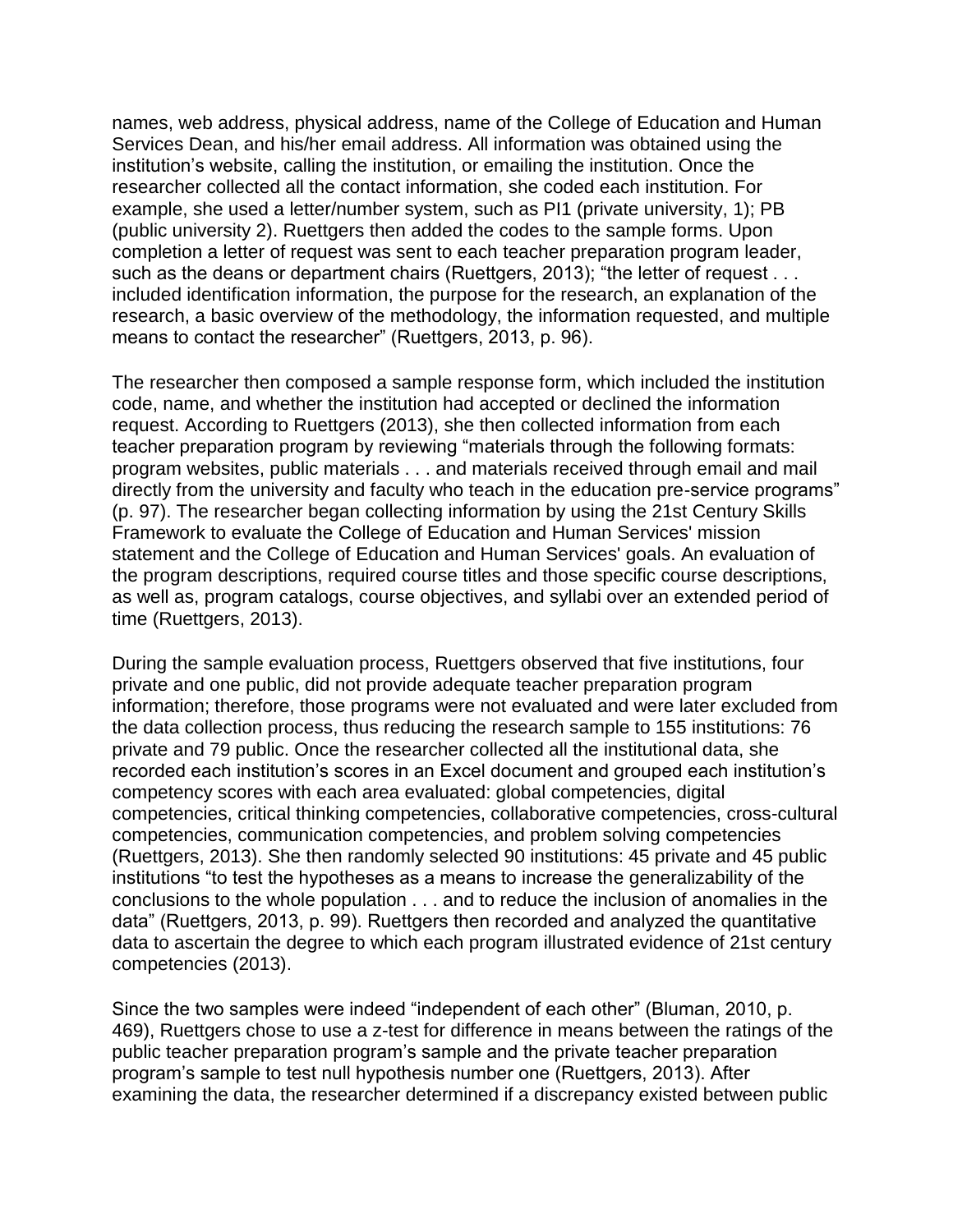names, web address, physical address, name of the College of Education and Human Services Dean, and his/her email address. All information was obtained using the institution's website, calling the institution, or emailing the institution. Once the researcher collected all the contact information, she coded each institution. For example, she used a letter/number system, such as PI1 (private university, 1); PB (public university 2). Ruettgers then added the codes to the sample forms. Upon completion a letter of request was sent to each teacher preparation program leader, such as the deans or department chairs (Ruettgers, 2013); "the letter of request . . . included identification information, the purpose for the research, an explanation of the research, a basic overview of the methodology, the information requested, and multiple means to contact the researcher" (Ruettgers, 2013, p. 96).

The researcher then composed a sample response form, which included the institution code, name, and whether the institution had accepted or declined the information request. According to Ruettgers (2013), she then collected information from each teacher preparation program by reviewing "materials through the following formats: program websites, public materials . . . and materials received through email and mail directly from the university and faculty who teach in the education pre-service programs" (p. 97). The researcher began collecting information by using the 21st Century Skills Framework to evaluate the College of Education and Human Services' mission statement and the College of Education and Human Services' goals. An evaluation of the program descriptions, required course titles and those specific course descriptions, as well as, program catalogs, course objectives, and syllabi over an extended period of time (Ruettgers, 2013).

During the sample evaluation process, Ruettgers observed that five institutions, four private and one public, did not provide adequate teacher preparation program information; therefore, those programs were not evaluated and were later excluded from the data collection process, thus reducing the research sample to 155 institutions: 76 private and 79 public. Once the researcher collected all the institutional data, she recorded each institution's scores in an Excel document and grouped each institution's competency scores with each area evaluated: global competencies, digital competencies, critical thinking competencies, collaborative competencies, cross-cultural competencies, communication competencies, and problem solving competencies (Ruettgers, 2013). She then randomly selected 90 institutions: 45 private and 45 public institutions "to test the hypotheses as a means to increase the generalizability of the conclusions to the whole population . . . and to reduce the inclusion of anomalies in the data" (Ruettgers, 2013, p. 99). Ruettgers then recorded and analyzed the quantitative data to ascertain the degree to which each program illustrated evidence of 21st century competencies (2013).

Since the two samples were indeed "independent of each other" (Bluman, 2010, p. 469), Ruettgers chose to use a z-test for difference in means between the ratings of the public teacher preparation program's sample and the private teacher preparation program's sample to test null hypothesis number one (Ruettgers, 2013). After examining the data, the researcher determined if a discrepancy existed between public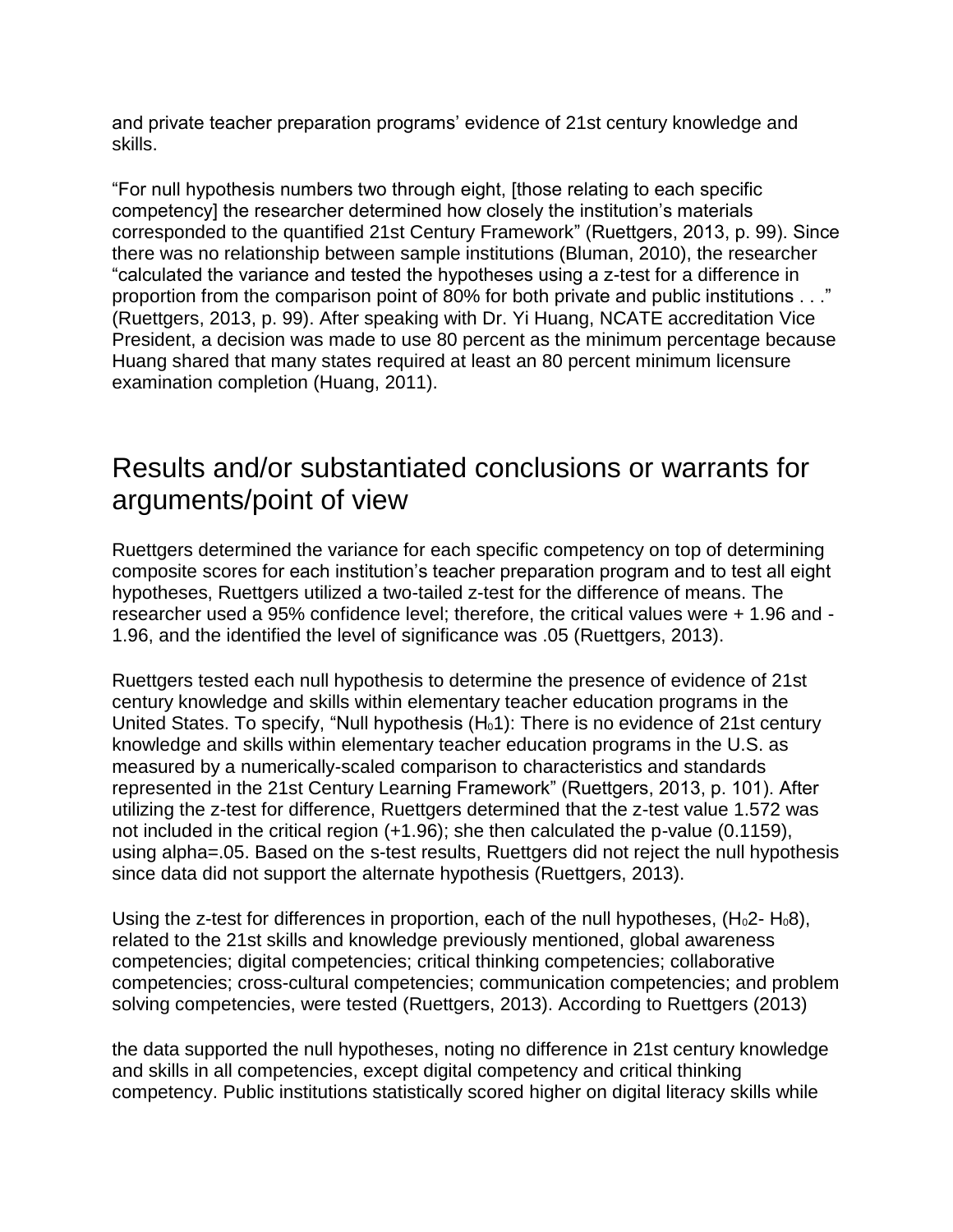and private teacher preparation programs' evidence of 21st century knowledge and skills.

"For null hypothesis numbers two through eight, [those relating to each specific competency] the researcher determined how closely the institution's materials corresponded to the quantified 21st Century Framework" (Ruettgers, 2013, p. 99). Since there was no relationship between sample institutions (Bluman, 2010), the researcher "calculated the variance and tested the hypotheses using a z-test for a difference in proportion from the comparison point of 80% for both private and public institutions . . ." (Ruettgers, 2013, p. 99). After speaking with Dr. Yi Huang, NCATE accreditation Vice President, a decision was made to use 80 percent as the minimum percentage because Huang shared that many states required at least an 80 percent minimum licensure examination completion (Huang, 2011).

## Results and/or substantiated conclusions or warrants for arguments/point of view

Ruettgers determined the variance for each specific competency on top of determining composite scores for each institution's teacher preparation program and to test all eight hypotheses, Ruettgers utilized a two-tailed z-test for the difference of means. The researcher used a 95% confidence level; therefore, the critical values were + 1.96 and - 1.96, and the identified the level of significance was .05 (Ruettgers, 2013).

Ruettgers tested each null hypothesis to determine the presence of evidence of 21st century knowledge and skills within elementary teacher education programs in the United States. To specify, "Null hypothesis ($H_0$1): There is no evidence of 21st century knowledge and skills within elementary teacher education programs in the U.S. as measured by a numerically-scaled comparison to characteristics and standards represented in the 21st Century Learning Framework" (Ruettgers, 2013, p. 101). After utilizing the z-test for difference, Ruettgers determined that the z-test value 1.572 was not included in the critical region (+1.96); she then calculated the p-value (0.1159), using alpha=.05. Based on the s-test results, Ruettgers did not reject the null hypothesis since data did not support the alternate hypothesis (Ruettgers, 2013).

Using the z-test for differences in proportion, each of the null hypotheses, ($H_0$2- $H_0$8), related to the 21st skills and knowledge previously mentioned, global awareness competencies; digital competencies; critical thinking competencies; collaborative competencies; cross-cultural competencies; communication competencies; and problem solving competencies, were tested (Ruettgers, 2013). According to Ruettgers (2013)

the data supported the null hypotheses, noting no difference in 21st century knowledge and skills in all competencies, except digital competency and critical thinking competency. Public institutions statistically scored higher on digital literacy skills while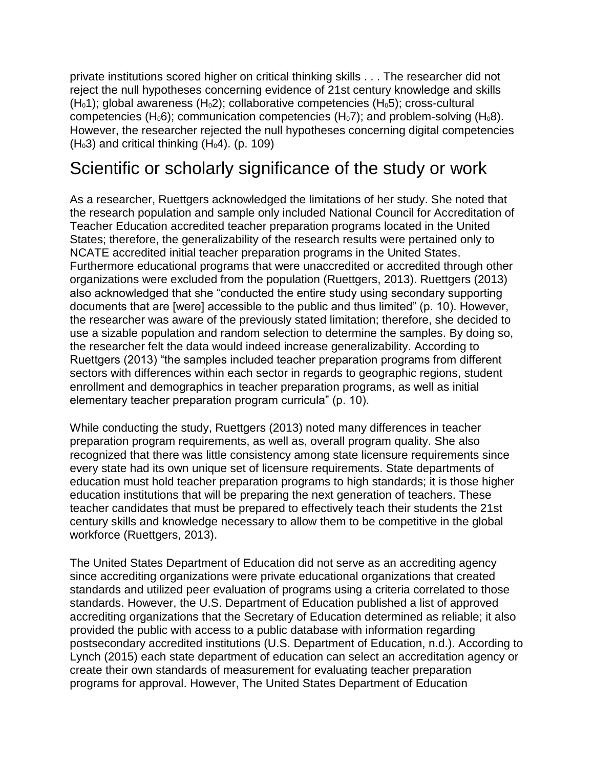private institutions scored higher on critical thinking skills . . . The researcher did not reject the null hypotheses concerning evidence of 21st century knowledge and skills ($H_01$); global awareness ($H_02$); collaborative competencies ($H_05$); cross-cultural competencies ($H_06$); communication competencies ($H_07$); and problem-solving ($H_08$). However, the researcher rejected the null hypotheses concerning digital competencies ($H_03$) and critical thinking ($H_04$). (p. 109)

## Scientific or scholarly significance of the study or work

As a researcher, Ruettgers acknowledged the limitations of her study. She noted that the research population and sample only included National Council for Accreditation of Teacher Education accredited teacher preparation programs located in the United States; therefore, the generalizability of the research results were pertained only to NCATE accredited initial teacher preparation programs in the United States. Furthermore educational programs that were unaccredited or accredited through other organizations were excluded from the population (Ruettgers, 2013). Ruettgers (2013) also acknowledged that she "conducted the entire study using secondary supporting documents that are [were] accessible to the public and thus limited" (p. 10). However, the researcher was aware of the previously stated limitation; therefore, she decided to use a sizable population and random selection to determine the samples. By doing so, the researcher felt the data would indeed increase generalizability. According to Ruettgers (2013) "the samples included teacher preparation programs from different sectors with differences within each sector in regards to geographic regions, student enrollment and demographics in teacher preparation programs, as well as initial elementary teacher preparation program curricula" (p. 10).

While conducting the study, Ruettgers (2013) noted many differences in teacher preparation program requirements, as well as, overall program quality. She also recognized that there was little consistency among state licensure requirements since every state had its own unique set of licensure requirements. State departments of education must hold teacher preparation programs to high standards; it is those higher education institutions that will be preparing the next generation of teachers. These teacher candidates that must be prepared to effectively teach their students the 21st century skills and knowledge necessary to allow them to be competitive in the global workforce (Ruettgers, 2013).

The United States Department of Education did not serve as an accrediting agency since accrediting organizations were private educational organizations that created standards and utilized peer evaluation of programs using a criteria correlated to those standards. However, the U.S. Department of Education published a list of approved accrediting organizations that the Secretary of Education determined as reliable; it also provided the public with access to a public database with information regarding postsecondary accredited institutions (U.S. Department of Education, n.d.). According to Lynch (2015) each state department of education can select an accreditation agency or create their own standards of measurement for evaluating teacher preparation programs for approval. However, The United States Department of Education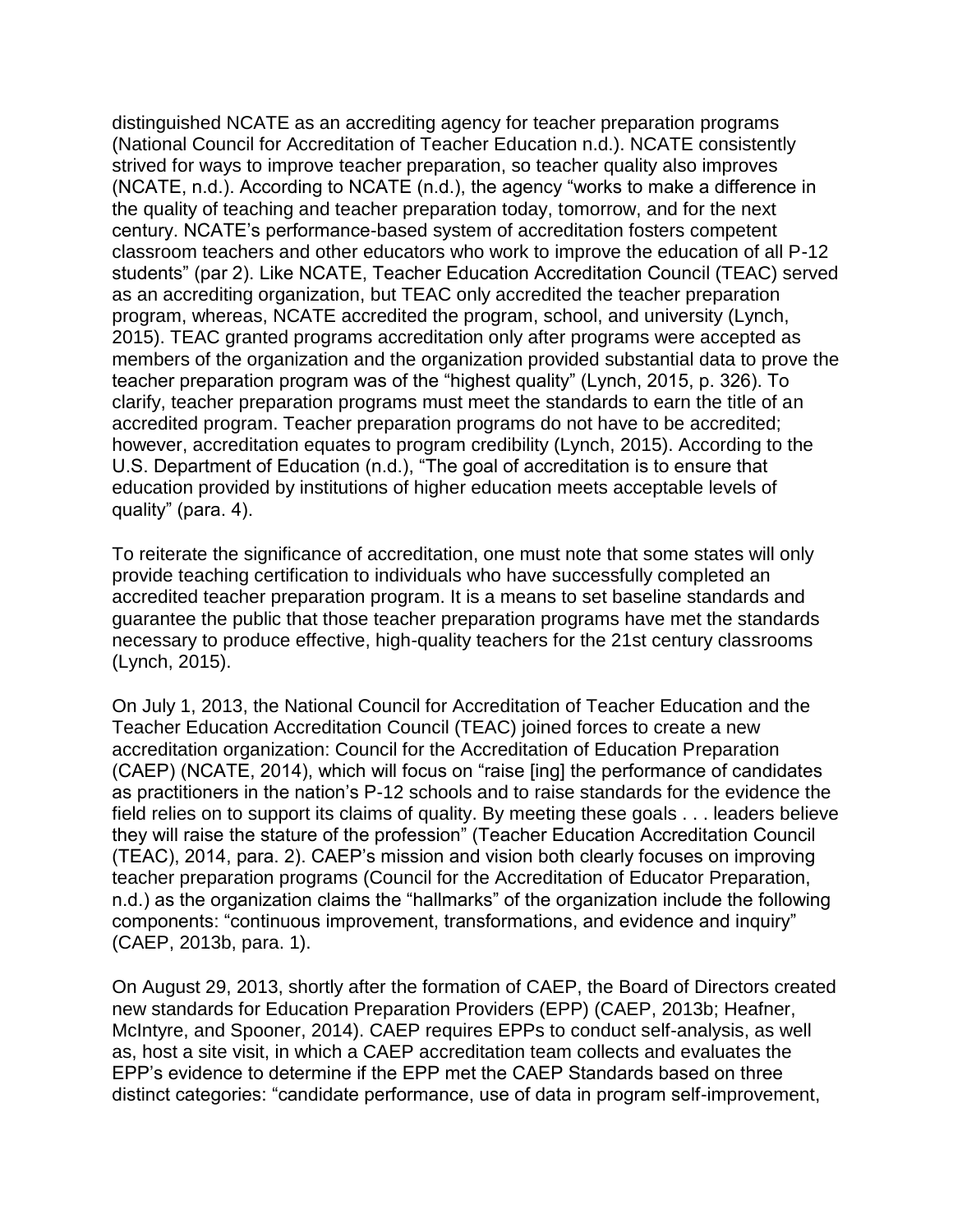distinguished NCATE as an accrediting agency for teacher preparation programs (National Council for Accreditation of Teacher Education n.d.). NCATE consistently strived for ways to improve teacher preparation, so teacher quality also improves (NCATE, n.d.). According to NCATE (n.d.), the agency "works to make a difference in the quality of teaching and teacher preparation today, tomorrow, and for the next century. NCATE's performance-based system of accreditation fosters competent classroom teachers and other educators who work to improve the education of all P-12 students" (par 2). Like NCATE, Teacher Education Accreditation Council (TEAC) served as an accrediting organization, but TEAC only accredited the teacher preparation program, whereas, NCATE accredited the program, school, and university (Lynch, 2015). TEAC granted programs accreditation only after programs were accepted as members of the organization and the organization provided substantial data to prove the teacher preparation program was of the "highest quality" (Lynch, 2015, p. 326). To clarify, teacher preparation programs must meet the standards to earn the title of an accredited program. Teacher preparation programs do not have to be accredited; however, accreditation equates to program credibility (Lynch, 2015). According to the U.S. Department of Education (n.d.), "The goal of accreditation is to ensure that education provided by institutions of higher education meets acceptable levels of quality" (para. 4).

To reiterate the significance of accreditation, one must note that some states will only provide teaching certification to individuals who have successfully completed an accredited teacher preparation program. It is a means to set baseline standards and guarantee the public that those teacher preparation programs have met the standards necessary to produce effective, high-quality teachers for the 21st century classrooms (Lynch, 2015).

On July 1, 2013, the National Council for Accreditation of Teacher Education and the Teacher Education Accreditation Council (TEAC) joined forces to create a new accreditation organization: Council for the Accreditation of Education Preparation (CAEP) (NCATE, 2014), which will focus on "raise [ing] the performance of candidates as practitioners in the nation's P-12 schools and to raise standards for the evidence the field relies on to support its claims of quality. By meeting these goals . . . leaders believe they will raise the stature of the profession" (Teacher Education Accreditation Council (TEAC), 2014, para. 2). CAEP's mission and vision both clearly focuses on improving teacher preparation programs (Council for the Accreditation of Educator Preparation, n.d.) as the organization claims the "hallmarks" of the organization include the following components: "continuous improvement, transformations, and evidence and inquiry" (CAEP, 2013b, para. 1).

On August 29, 2013, shortly after the formation of CAEP, the Board of Directors created new standards for Education Preparation Providers (EPP) (CAEP, 2013b; Heafner, McIntyre, and Spooner, 2014). CAEP requires EPPs to conduct self-analysis, as well as, host a site visit, in which a CAEP accreditation team collects and evaluates the EPP's evidence to determine if the EPP met the CAEP Standards based on three distinct categories: "candidate performance, use of data in program self-improvement,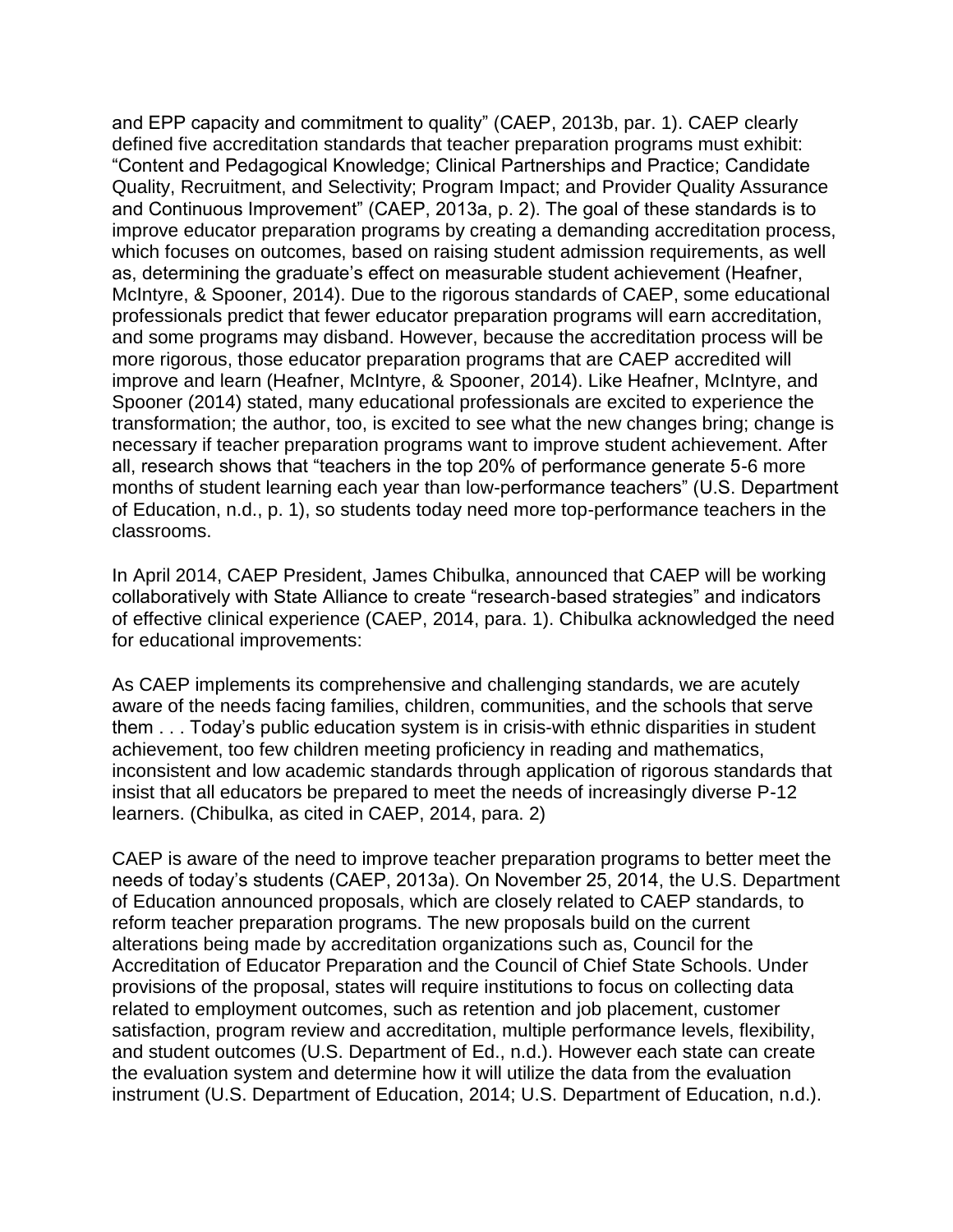and EPP capacity and commitment to quality" (CAEP, 2013b, par. 1). CAEP clearly defined five accreditation standards that teacher preparation programs must exhibit: "Content and Pedagogical Knowledge; Clinical Partnerships and Practice; Candidate Quality, Recruitment, and Selectivity; Program Impact; and Provider Quality Assurance and Continuous Improvement" (CAEP, 2013a, p. 2). The goal of these standards is to improve educator preparation programs by creating a demanding accreditation process, which focuses on outcomes, based on raising student admission requirements, as well as, determining the graduate's effect on measurable student achievement (Heafner, McIntyre, & Spooner, 2014). Due to the rigorous standards of CAEP, some educational professionals predict that fewer educator preparation programs will earn accreditation, and some programs may disband. However, because the accreditation process will be more rigorous, those educator preparation programs that are CAEP accredited will improve and learn (Heafner, McIntyre, & Spooner, 2014). Like Heafner, McIntyre, and Spooner (2014) stated, many educational professionals are excited to experience the transformation; the author, too, is excited to see what the new changes bring; change is necessary if teacher preparation programs want to improve student achievement. After all, research shows that "teachers in the top 20% of performance generate 5-6 more months of student learning each year than low-performance teachers" (U.S. Department of Education, n.d., p. 1), so students today need more top-performance teachers in the classrooms.

In April 2014, CAEP President, James Chibulka, announced that CAEP will be working collaboratively with State Alliance to create "research-based strategies" and indicators of effective clinical experience (CAEP, 2014, para. 1). Chibulka acknowledged the need for educational improvements:

> As CAEP implements its comprehensive and challenging standards, we are acutely aware of the needs facing families, children, communities, and the schools that serve them . . . Today's public education system is in crisis-with ethnic disparities in student achievement, too few children meeting proficiency in reading and mathematics, inconsistent and low academic standards through application of rigorous standards that insist that all educators be prepared to meet the needs of increasingly diverse P-12 learners. (Chibulka, as cited in CAEP, 2014, para. 2)

CAEP is aware of the need to improve teacher preparation programs to better meet the needs of today's students (CAEP, 2013a). On November 25, 2014, the U.S. Department of Education announced proposals, which are closely related to CAEP standards, to reform teacher preparation programs. The new proposals build on the current alterations being made by accreditation organizations such as, Council for the Accreditation of Educator Preparation and the Council of Chief State Schools. Under provisions of the proposal, states will require institutions to focus on collecting data related to employment outcomes, such as retention and job placement, customer satisfaction, program review and accreditation, multiple performance levels, flexibility, and student outcomes (U.S. Department of Ed., n.d.). However each state can create the evaluation system and determine how it will utilize the data from the evaluation instrument (U.S. Department of Education, 2014; U.S. Department of Education, n.d.).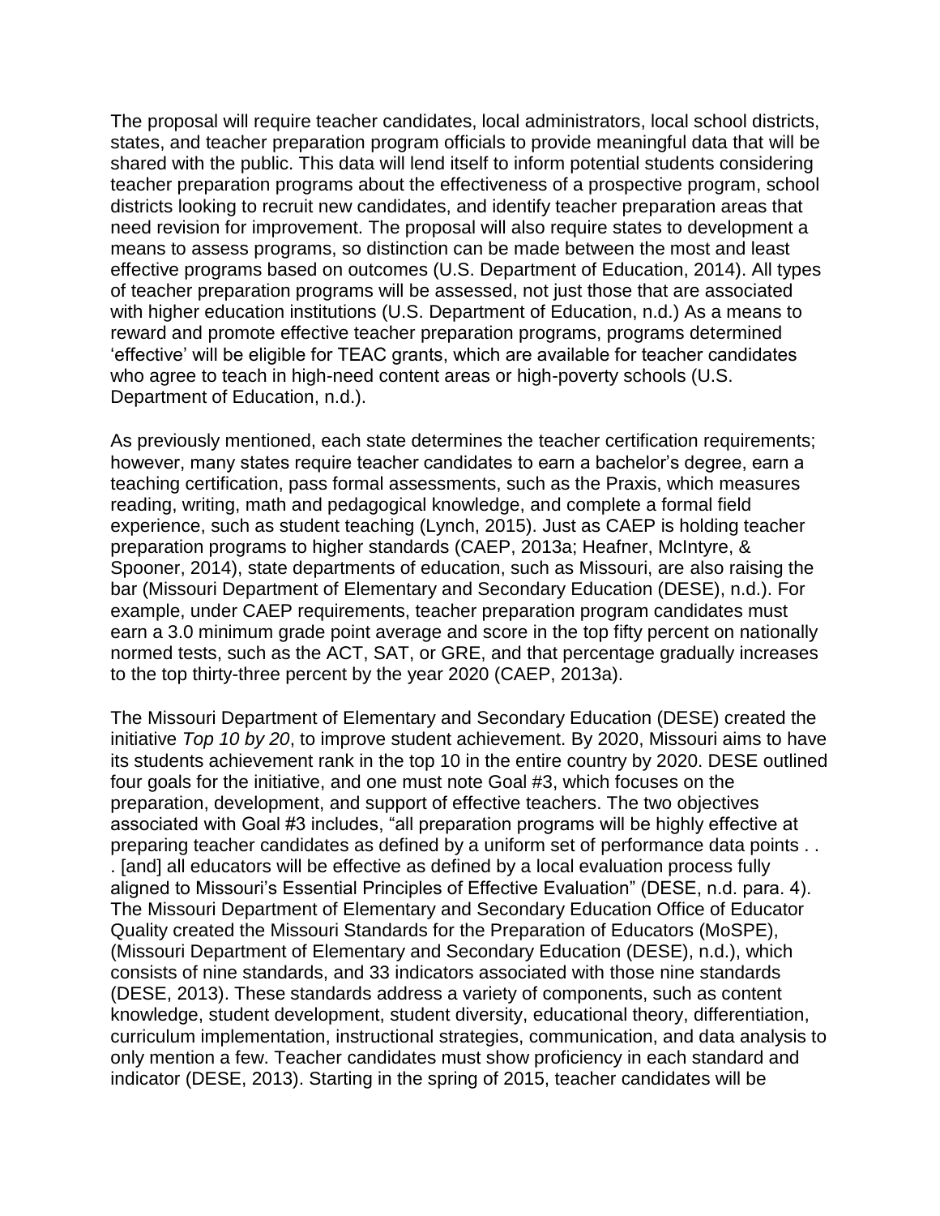The proposal will require teacher candidates, local administrators, local school districts, states, and teacher preparation program officials to provide meaningful data that will be shared with the public. This data will lend itself to inform potential students considering teacher preparation programs about the effectiveness of a prospective program, school districts looking to recruit new candidates, and identify teacher preparation areas that need revision for improvement. The proposal will also require states to development a means to assess programs, so distinction can be made between the most and least effective programs based on outcomes (U.S. Department of Education, 2014). All types of teacher preparation programs will be assessed, not just those that are associated with higher education institutions (U.S. Department of Education, n.d.) As a means to reward and promote effective teacher preparation programs, programs determined 'effective' will be eligible for TEAC grants, which are available for teacher candidates who agree to teach in high-need content areas or high-poverty schools (U.S. Department of Education, n.d.).

As previously mentioned, each state determines the teacher certification requirements; however, many states require teacher candidates to earn a bachelor's degree, earn a teaching certification, pass formal assessments, such as the Praxis, which measures reading, writing, math and pedagogical knowledge, and complete a formal field experience, such as student teaching (Lynch, 2015). Just as CAEP is holding teacher preparation programs to higher standards (CAEP, 2013a; Heafner, McIntyre, & Spooner, 2014), state departments of education, such as Missouri, are also raising the bar (Missouri Department of Elementary and Secondary Education (DESE), n.d.). For example, under CAEP requirements, teacher preparation program candidates must earn a 3.0 minimum grade point average and score in the top fifty percent on nationally normed tests, such as the ACT, SAT, or GRE, and that percentage gradually increases to the top thirty-three percent by the year 2020 (CAEP, 2013a).

The Missouri Department of Elementary and Secondary Education (DESE) created the initiative *Top 10 by 20*, to improve student achievement. By 2020, Missouri aims to have its students achievement rank in the top 10 in the entire country by 2020. DESE outlined four goals for the initiative, and one must note Goal #3, which focuses on the preparation, development, and support of effective teachers. The two objectives associated with Goal #3 includes, "all preparation programs will be highly effective at preparing teacher candidates as defined by a uniform set of performance data points . . . [and] all educators will be effective as defined by a local evaluation process fully aligned to Missouri's Essential Principles of Effective Evaluation" (DESE, n.d. para. 4). The Missouri Department of Elementary and Secondary Education Office of Educator Quality created the Missouri Standards for the Preparation of Educators (MoSPE), (Missouri Department of Elementary and Secondary Education (DESE), n.d.), which consists of nine standards, and 33 indicators associated with those nine standards (DESE, 2013). These standards address a variety of components, such as content knowledge, student development, student diversity, educational theory, differentiation, curriculum implementation, instructional strategies, communication, and data analysis to only mention a few. Teacher candidates must show proficiency in each standard and indicator (DESE, 2013). Starting in the spring of 2015, teacher candidates will be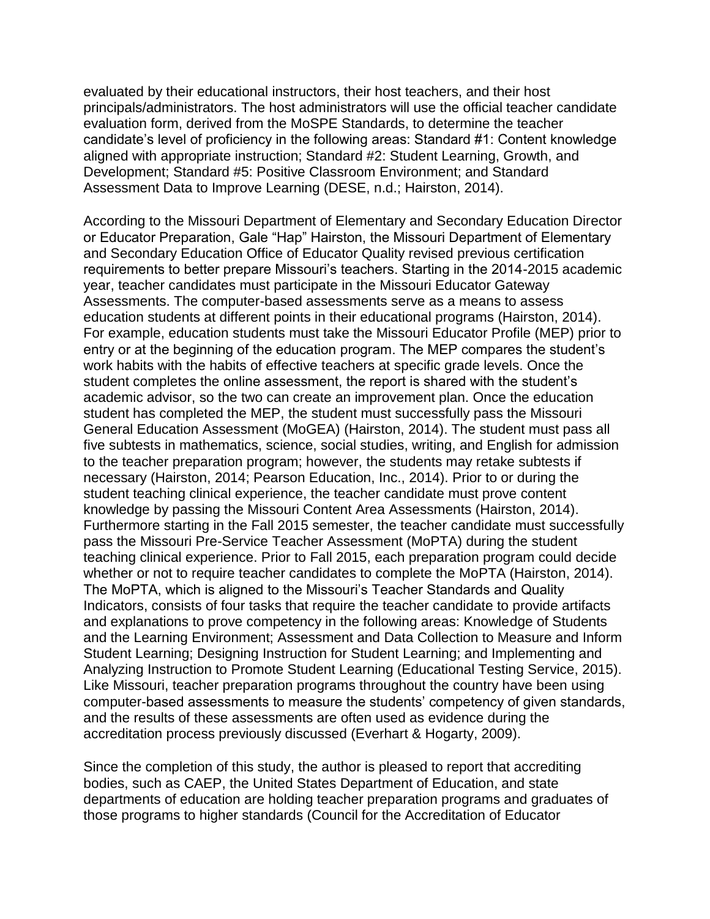evaluated by their educational instructors, their host teachers, and their host principals/administrators. The host administrators will use the official teacher candidate evaluation form, derived from the MoSPE Standards, to determine the teacher candidate's level of proficiency in the following areas: Standard #1: Content knowledge aligned with appropriate instruction; Standard #2: Student Learning, Growth, and Development; Standard #5: Positive Classroom Environment; and Standard Assessment Data to Improve Learning (DESE, n.d.; Hairston, 2014).

According to the Missouri Department of Elementary and Secondary Education Director or Educator Preparation, Gale "Hap" Hairston, the Missouri Department of Elementary and Secondary Education Office of Educator Quality revised previous certification requirements to better prepare Missouri's teachers. Starting in the 2014-2015 academic year, teacher candidates must participate in the Missouri Educator Gateway Assessments. The computer-based assessments serve as a means to assess education students at different points in their educational programs (Hairston, 2014). For example, education students must take the Missouri Educator Profile (MEP) prior to entry or at the beginning of the education program. The MEP compares the student's work habits with the habits of effective teachers at specific grade levels. Once the student completes the online assessment, the report is shared with the student's academic advisor, so the two can create an improvement plan. Once the education student has completed the MEP, the student must successfully pass the Missouri General Education Assessment (MoGEA) (Hairston, 2014). The student must pass all five subtests in mathematics, science, social studies, writing, and English for admission to the teacher preparation program; however, the students may retake subtests if necessary (Hairston, 2014; Pearson Education, Inc., 2014). Prior to or during the student teaching clinical experience, the teacher candidate must prove content knowledge by passing the Missouri Content Area Assessments (Hairston, 2014). Furthermore starting in the Fall 2015 semester, the teacher candidate must successfully pass the Missouri Pre-Service Teacher Assessment (MoPTA) during the student teaching clinical experience. Prior to Fall 2015, each preparation program could decide whether or not to require teacher candidates to complete the MoPTA (Hairston, 2014). The MoPTA, which is aligned to the Missouri's Teacher Standards and Quality Indicators, consists of four tasks that require the teacher candidate to provide artifacts and explanations to prove competency in the following areas: Knowledge of Students and the Learning Environment; Assessment and Data Collection to Measure and Inform Student Learning; Designing Instruction for Student Learning; and Implementing and Analyzing Instruction to Promote Student Learning (Educational Testing Service, 2015). Like Missouri, teacher preparation programs throughout the country have been using computer-based assessments to measure the students' competency of given standards, and the results of these assessments are often used as evidence during the accreditation process previously discussed (Everhart & Hogarty, 2009).

Since the completion of this study, the author is pleased to report that accrediting bodies, such as CAEP, the United States Department of Education, and state departments of education are holding teacher preparation programs and graduates of those programs to higher standards (Council for the Accreditation of Educator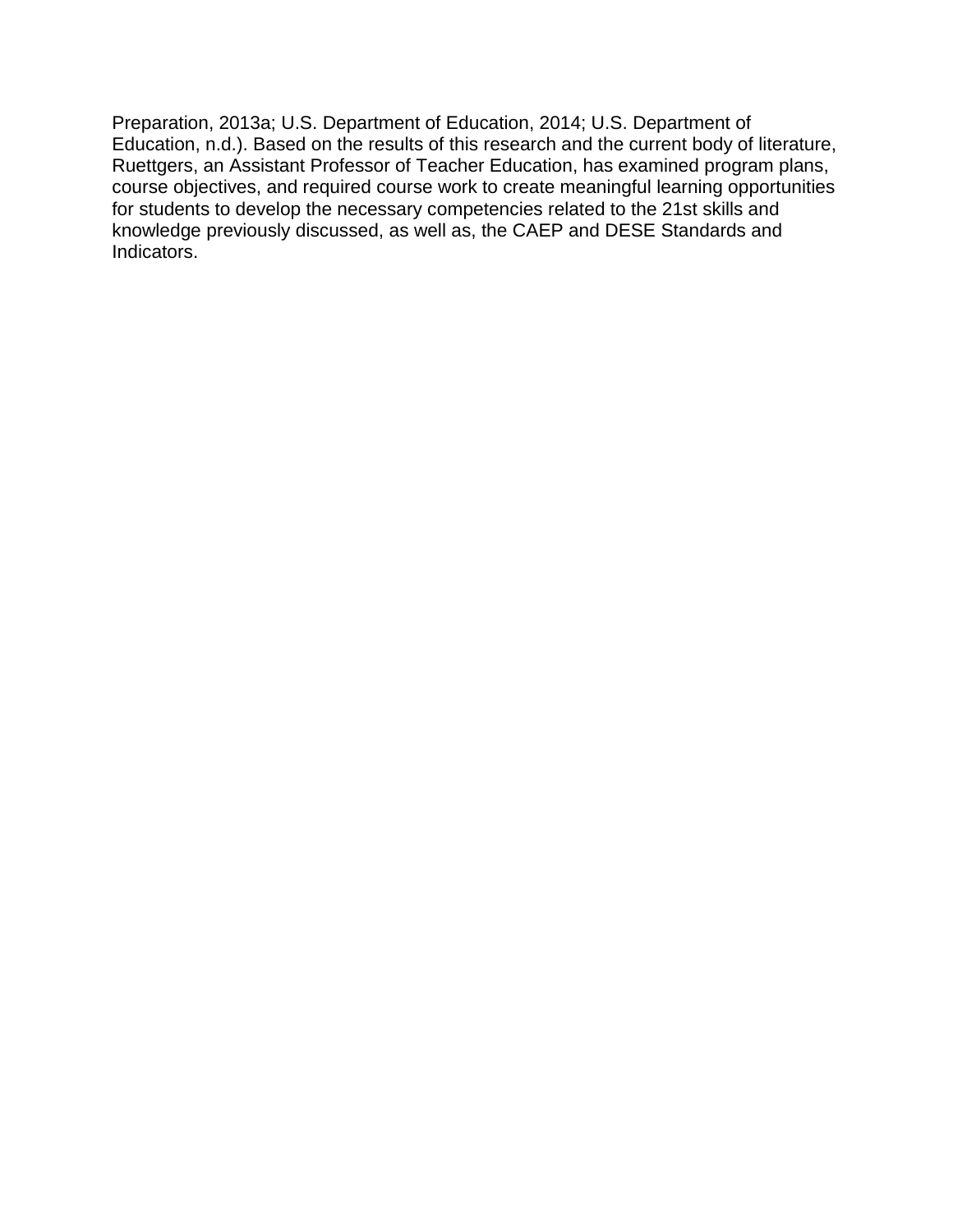Preparation, 2013a; U.S. Department of Education, 2014; U.S. Department of Education, n.d.). Based on the results of this research and the current body of literature, Ruettgers, an Assistant Professor of Teacher Education, has examined program plans, course objectives, and required course work to create meaningful learning opportunities for students to develop the necessary competencies related to the 21st skills and knowledge previously discussed, as well as, the CAEP and DESE Standards and Indicators.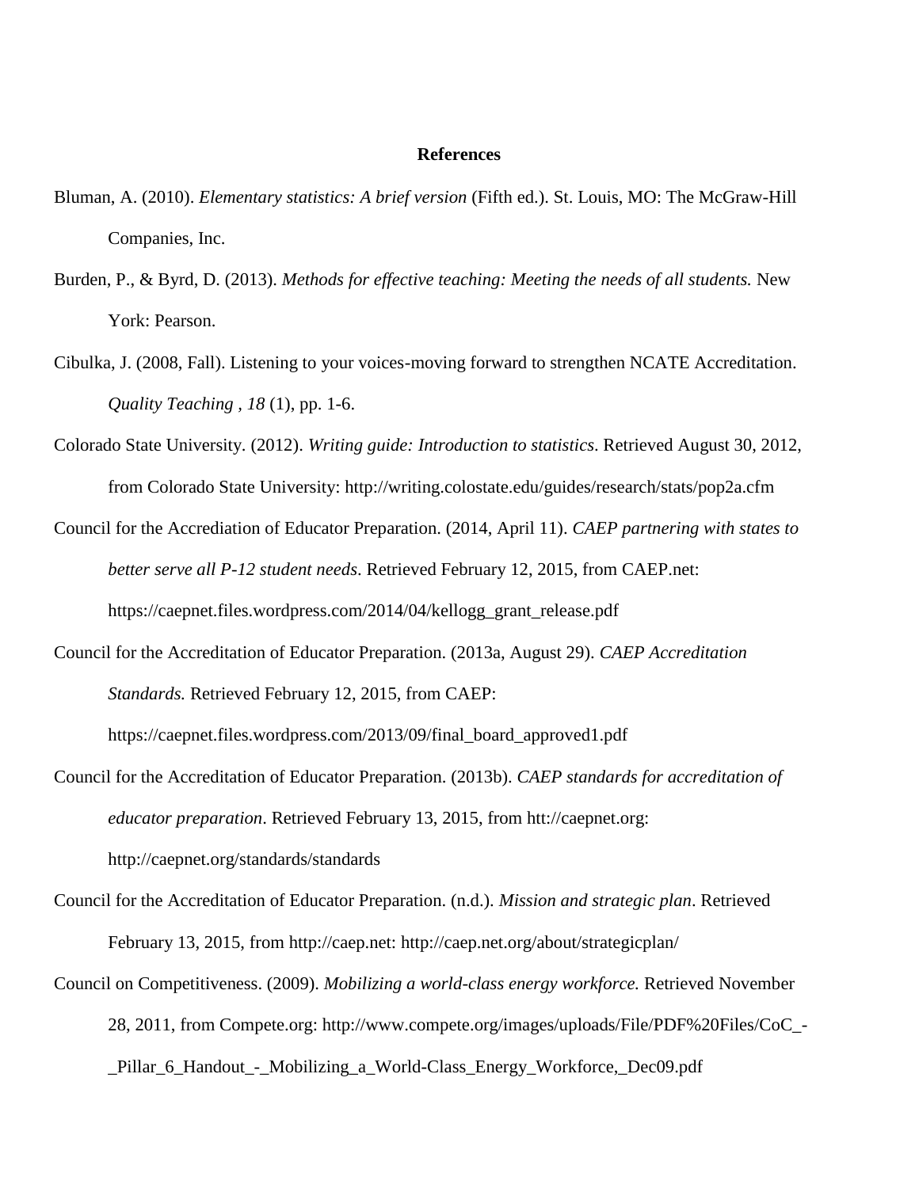# References

Bluman, A. (2010). *Elementary statistics: A brief version* (Fifth ed.). St. Louis, MO: The McGraw-Hill Companies, Inc.

Burden, P., & Byrd, D. (2013). *Methods for effective teaching: Meeting the needs of all students.* New York: Pearson.

Cibulka, J. (2008, Fall). Listening to your voices-moving forward to strengthen NCATE Accreditation. *Quality Teaching , 18* (1), pp. 1-6.

Colorado State University. (2012). *Writing guide: Introduction to statistics*. Retrieved August 30, 2012, from Colorado State University: http://writing.colostate.edu/guides/research/stats/pop2a.cfm

Council for the Accrediation of Educator Preparation. (2014, April 11). *CAEP partnering with states to better serve all P-12 student needs*. Retrieved February 12, 2015, from CAEP.net: https://caepnet.files.wordpress.com/2014/04/kellogg_grant_release.pdf

Council for the Accreditation of Educator Preparation. (2013a, August 29). *CAEP Accreditation Standards.* Retrieved February 12, 2015, from CAEP: https://caepnet.files.wordpress.com/2013/09/final_board_approved1.pdf

Council for the Accreditation of Educator Preparation. (2013b). *CAEP standards for accreditation of educator preparation*. Retrieved February 13, 2015, from htt://caepnet.org: http://caepnet.org/standards/standards

Council for the Accreditation of Educator Preparation. (n.d.). *Mission and strategic plan*. Retrieved February 13, 2015, from http://caep.net: http://caep.net.org/about/strategicplan/

Council on Competitiveness. (2009). *Mobilizing a world-class energy workforce.* Retrieved November 28, 2011, from Compete.org: http://www.compete.org/images/uploads/File/PDF%20Files/CoC_-_Pillar_6_Handout_-_Mobilizing_a_World-Class_Energy_Workforce,_Dec09.pdf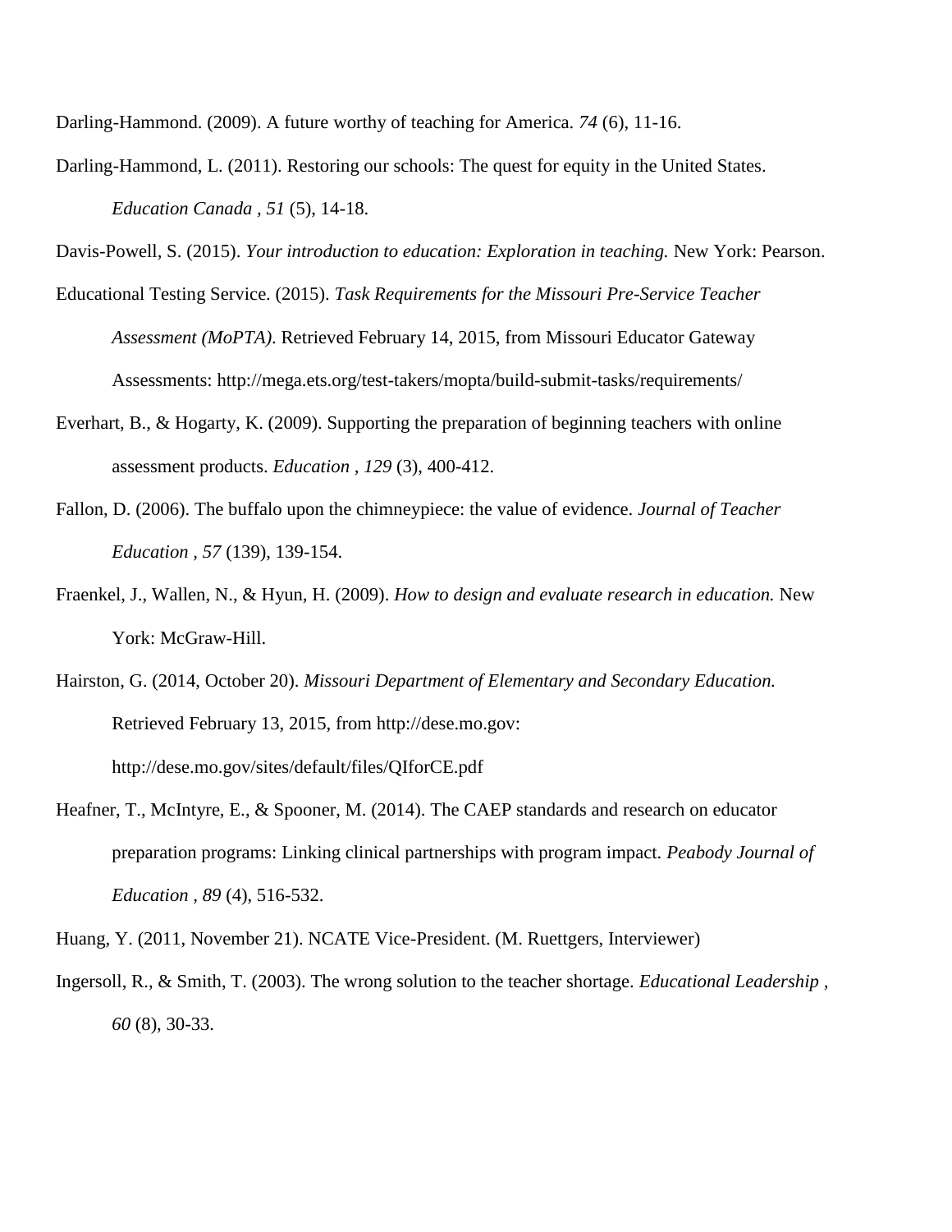Darling-Hammond. (2009). A future worthy of teaching for America. *74* (6), 11-16.

Darling-Hammond, L. (2011). Restoring our schools: The quest for equity in the United States. *Education Canada , 51* (5), 14-18.

Davis-Powell, S. (2015). *Your introduction to education: Exploration in teaching.* New York: Pearson.

Educational Testing Service. (2015). *Task Requirements for the Missouri Pre-Service Teacher Assessment (MoPTA).* Retrieved February 14, 2015, from Missouri Educator Gateway Assessments: http://mega.ets.org/test-takers/mopta/build-submit-tasks/requirements/

Everhart, B., & Hogarty, K. (2009). Supporting the preparation of beginning teachers with online assessment products. *Education , 129* (3), 400-412.

Fallon, D. (2006). The buffalo upon the chimneypiece: the value of evidence. *Journal of Teacher Education , 57* (139), 139-154.

Fraenkel, J., Wallen, N., & Hyun, H. (2009). *How to design and evaluate research in education.* New York: McGraw-Hill.

Hairston, G. (2014, October 20). *Missouri Department of Elementary and Secondary Education.* Retrieved February 13, 2015, from http://dese.mo.gov: http://dese.mo.gov/sites/default/files/QIforCE.pdf

Heafner, T., McIntyre, E., & Spooner, M. (2014). The CAEP standards and research on educator preparation programs: Linking clinical partnerships with program impact. *Peabody Journal of Education , 89* (4), 516-532.

Huang, Y. (2011, November 21). NCATE Vice-President. (M. Ruettgers, Interviewer)

Ingersoll, R., & Smith, T. (2003). The wrong solution to the teacher shortage. *Educational Leadership , 60* (8), 30-33.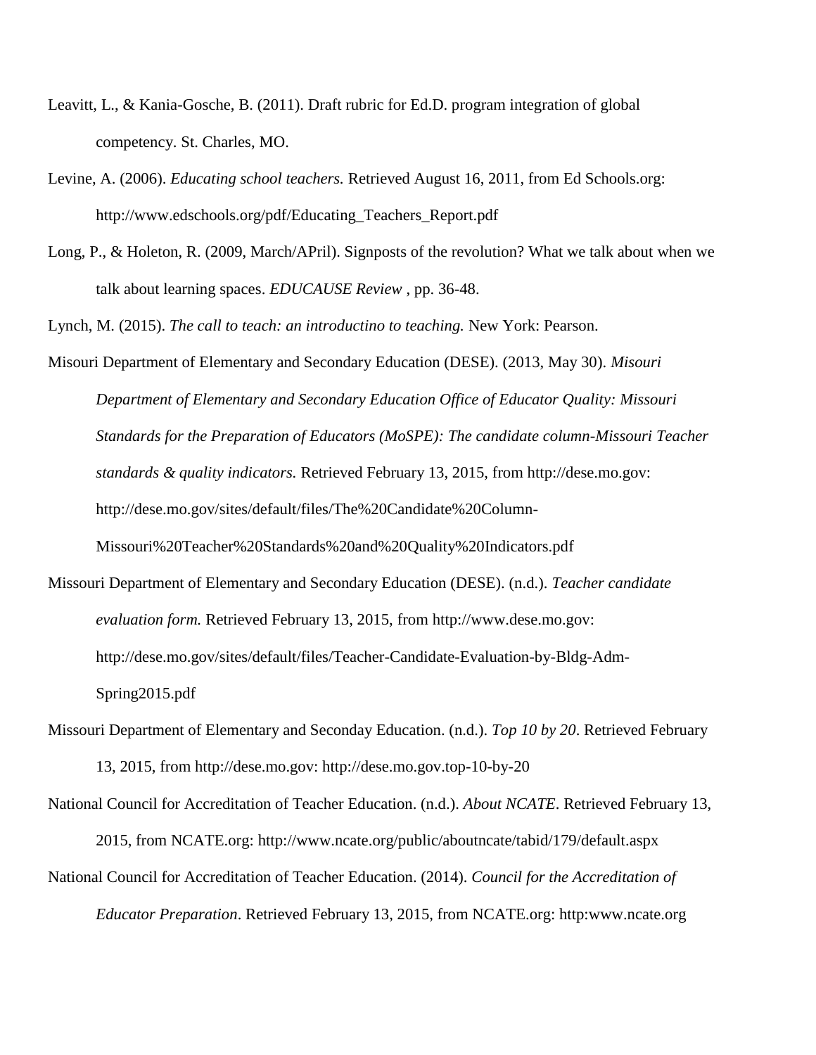Leavitt, L., & Kania-Gosche, B. (2011). Draft rubric for Ed.D. program integration of global competency. St. Charles, MO.

Levine, A. (2006). *Educating school teachers.* Retrieved August 16, 2011, from Ed Schools.org: http://www.edschools.org/pdf/Educating_Teachers_Report.pdf

Long, P., & Holeton, R. (2009, March/APril). Signposts of the revolution? What we talk about when we talk about learning spaces. *EDUCAUSE Review* , pp. 36-48.

Lynch, M. (2015). *The call to teach: an introductino to teaching.* New York: Pearson.

Misouri Department of Elementary and Secondary Education (DESE). (2013, May 30). *Misouri Department of Elementary and Secondary Education Office of Educator Quality: Missouri Standards for the Preparation of Educators (MoSPE): The candidate column-Missouri Teacher standards & quality indicators.* Retrieved February 13, 2015, from http://dese.mo.gov: http://dese.mo.gov/sites/default/files/The%20Candidate%20Column-Missouri%20Teacher%20Standards%20and%20Quality%20Indicators.pdf

Missouri Department of Elementary and Secondary Education (DESE). (n.d.). *Teacher candidate evaluation form.* Retrieved February 13, 2015, from http://www.dese.mo.gov: http://dese.mo.gov/sites/default/files/Teacher-Candidate-Evaluation-by-Bldg-Adm-Spring2015.pdf

Missouri Department of Elementary and Seconday Education. (n.d.). *Top 10 by 20*. Retrieved February 13, 2015, from http://dese.mo.gov: http://dese.mo.gov.top-10-by-20

National Council for Accreditation of Teacher Education. (n.d.). *About NCATE*. Retrieved February 13, 2015, from NCATE.org: http://www.ncate.org/public/aboutncate/tabid/179/default.aspx

National Council for Accreditation of Teacher Education. (2014). *Council for the Accreditation of Educator Preparation*. Retrieved February 13, 2015, from NCATE.org: http:www.ncate.org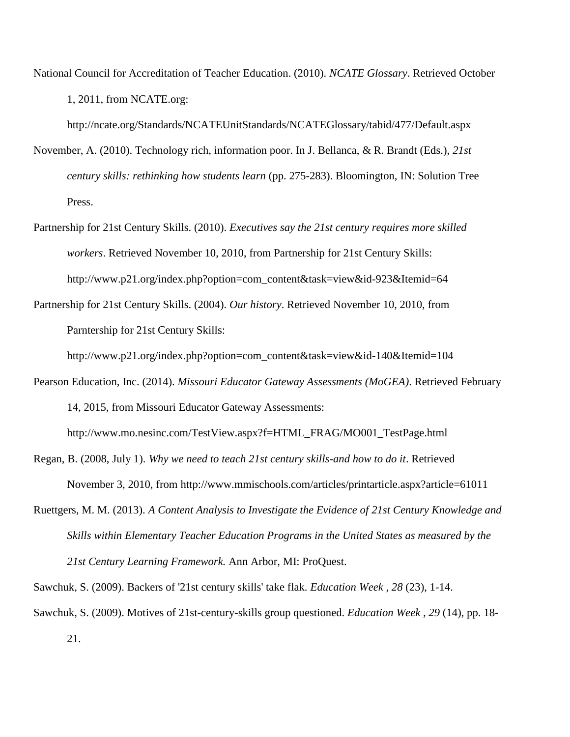National Council for Accreditation of Teacher Education. (2010). *NCATE Glossary*. Retrieved October 1, 2011, from NCATE.org: http://ncate.org/Standards/NCATEUnitStandards/NCATEGlossary/tabid/477/Default.aspx

November, A. (2010). Technology rich, information poor. In J. Bellanca, & R. Brandt (Eds.), *21st century skills: rethinking how students learn* (pp. 275-283). Bloomington, IN: Solution Tree Press.

Partnership for 21st Century Skills. (2010). *Executives say the 21st century requires more skilled workers*. Retrieved November 10, 2010, from Partnership for 21st Century Skills: http://www.p21.org/index.php?option=com_content&task=view&id-923&Itemid=64

Partnership for 21st Century Skills. (2004). *Our history*. Retrieved November 10, 2010, from Parntership for 21st Century Skills: http://www.p21.org/index.php?option=com_content&task=view&id-140&Itemid=104

Pearson Education, Inc. (2014). *Missouri Educator Gateway Assessments (MoGEA)*. Retrieved February 14, 2015, from Missouri Educator Gateway Assessments: http://www.mo.nesinc.com/TestView.aspx?f=HTML_FRAG/MO001_TestPage.html

Regan, B. (2008, July 1). *Why we need to teach 21st century skills-and how to do it*. Retrieved November 3, 2010, from http://www.mmischools.com/articles/printarticle.aspx?article=61011

Ruettgers, M. M. (2013). *A Content Analysis to Investigate the Evidence of 21st Century Knowledge and Skills within Elementary Teacher Education Programs in the United States as measured by the 21st Century Learning Framework.* Ann Arbor, MI: ProQuest.

Sawchuk, S. (2009). Backers of '21st century skills' take flak. *Education Week , 28* (23), 1-14.

Sawchuk, S. (2009). Motives of 21st-century-skills group questioned. *Education Week , 29* (14), pp. 18-21.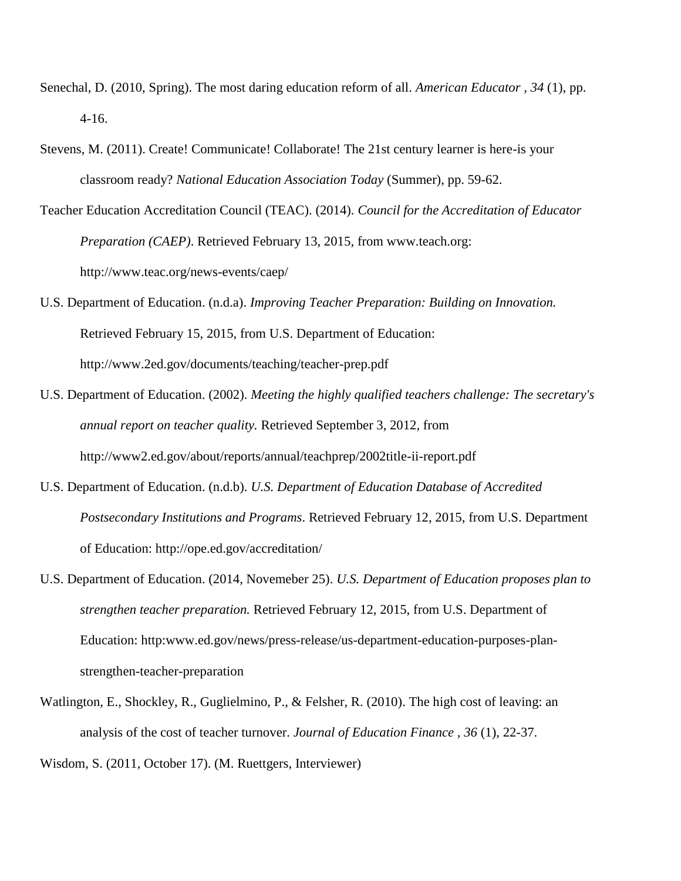Senechal, D. (2010, Spring). The most daring education reform of all. *American Educator , 34* (1), pp. 4-16.

Stevens, M. (2011). Create! Communicate! Collaborate! The 21st century learner is here-is your classroom ready? *National Education Association Today* (Summer), pp. 59-62.

Teacher Education Accreditation Council (TEAC). (2014). *Council for the Accreditation of Educator Preparation (CAEP)*. Retrieved February 13, 2015, from www.teach.org: http://www.teac.org/news-events/caep/

U.S. Department of Education. (n.d.a). *Improving Teacher Preparation: Building on Innovation.* Retrieved February 15, 2015, from U.S. Department of Education: http://www.2ed.gov/documents/teaching/teacher-prep.pdf

U.S. Department of Education. (2002). *Meeting the highly qualified teachers challenge: The secretary's annual report on teacher quality.* Retrieved September 3, 2012, from http://www2.ed.gov/about/reports/annual/teachprep/2002title-ii-report.pdf

U.S. Department of Education. (n.d.b). *U.S. Department of Education Database of Accredited Postsecondary Institutions and Programs*. Retrieved February 12, 2015, from U.S. Department of Education: http://ope.ed.gov/accreditation/

U.S. Department of Education. (2014, Novemeber 25). *U.S. Department of Education proposes plan to strengthen teacher preparation.* Retrieved February 12, 2015, from U.S. Department of Education: http:www.ed.gov/news/press-release/us-department-education-purposes-plan-strengthen-teacher-preparation

Watlington, E., Shockley, R., Guglielmino, P., & Felsher, R. (2010). The high cost of leaving: an analysis of the cost of teacher turnover. *Journal of Education Finance , 36* (1), 22-37.

Wisdom, S. (2011, October 17). (M. Ruettgers, Interviewer)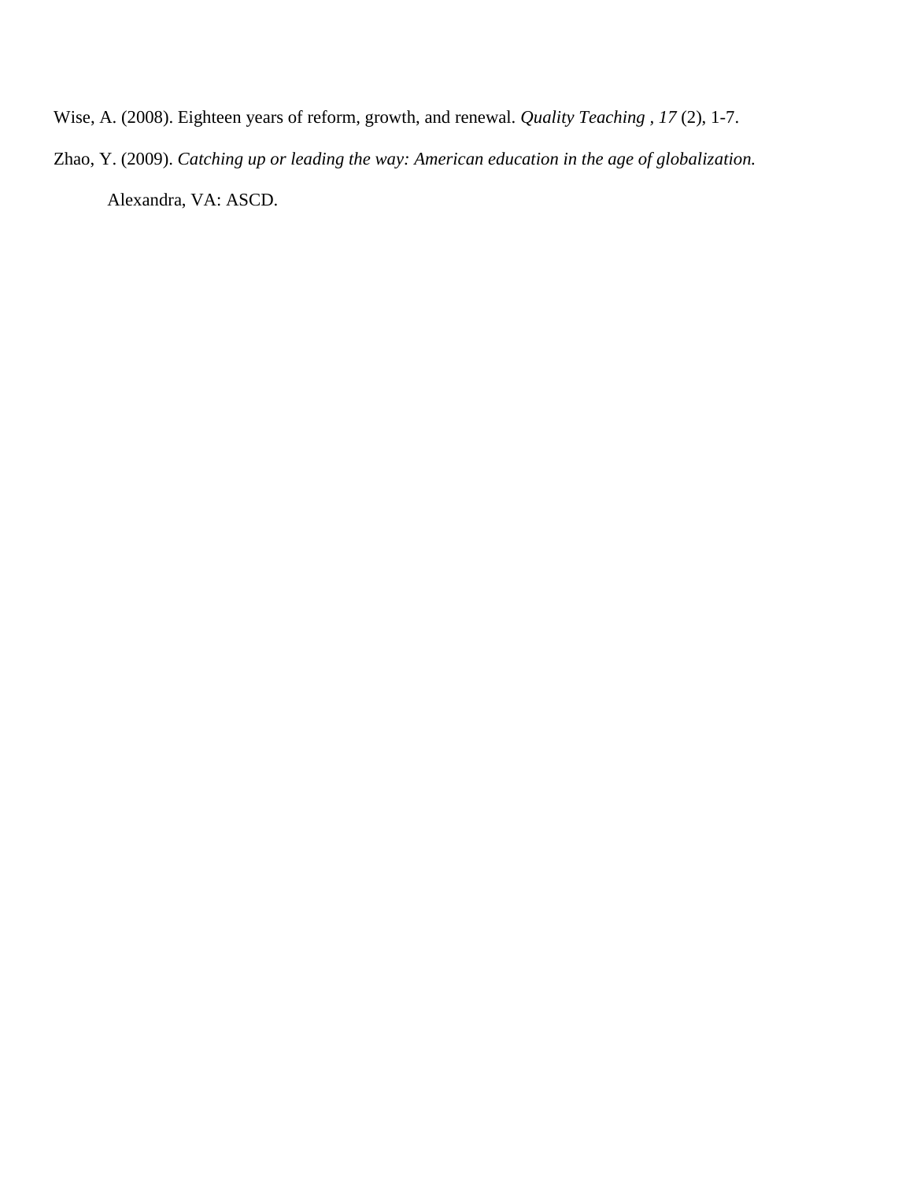Wise, A. (2008). Eighteen years of reform, growth, and renewal. *Quality Teaching , 17* (2), 1-7.

Zhao, Y. (2009). *Catching up or leading the way: American education in the age of globalization.* Alexandra, VA: ASCD.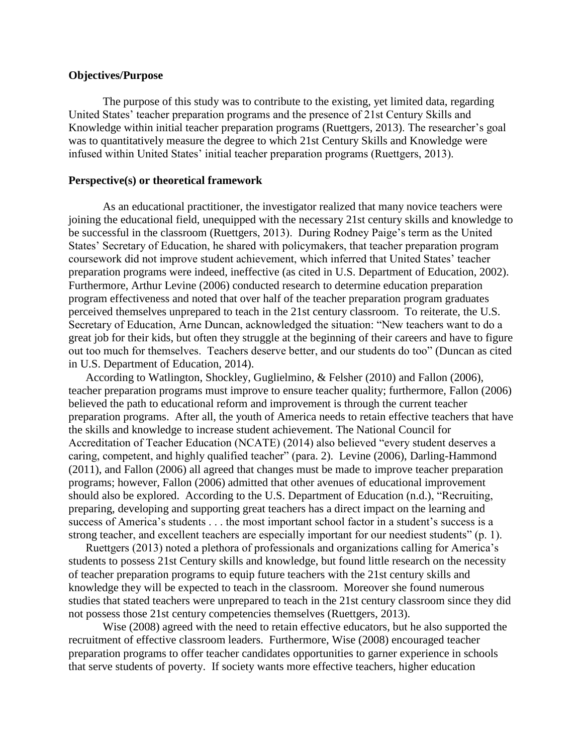**Objectives/Purpose**

The purpose of this study was to contribute to the existing, yet limited data, regarding United States' teacher preparation programs and the presence of 21st Century Skills and Knowledge within initial teacher preparation programs (Ruettgers, 2013). The researcher's goal was to quantitatively measure the degree to which 21st Century Skills and Knowledge were infused within United States' initial teacher preparation programs (Ruettgers, 2013).

**Perspective(s) or theoretical framework**

As an educational practitioner, the investigator realized that many novice teachers were joining the educational field, unequipped with the necessary 21st century skills and knowledge to be successful in the classroom (Ruettgers, 2013). During Rodney Paige's term as the United States' Secretary of Education, he shared with policymakers, that teacher preparation program coursework did not improve student achievement, which inferred that United States' teacher preparation programs were indeed, ineffective (as cited in U.S. Department of Education, 2002). Furthermore, Arthur Levine (2006) conducted research to determine education preparation program effectiveness and noted that over half of the teacher preparation program graduates perceived themselves unprepared to teach in the 21st century classroom. To reiterate, the U.S. Secretary of Education, Arne Duncan, acknowledged the situation: "New teachers want to do a great job for their kids, but often they struggle at the beginning of their careers and have to figure out too much for themselves. Teachers deserve better, and our students do too" (Duncan as cited in U.S. Department of Education, 2014).

According to Watlington, Shockley, Guglielmino, & Felsher (2010) and Fallon (2006), teacher preparation programs must improve to ensure teacher quality; furthermore, Fallon (2006) believed the path to educational reform and improvement is through the current teacher preparation programs. After all, the youth of America needs to retain effective teachers that have the skills and knowledge to increase student achievement. The National Council for Accreditation of Teacher Education (NCATE) (2014) also believed "every student deserves a caring, competent, and highly qualified teacher" (para. 2). Levine (2006), Darling-Hammond (2011), and Fallon (2006) all agreed that changes must be made to improve teacher preparation programs; however, Fallon (2006) admitted that other avenues of educational improvement should also be explored. According to the U.S. Department of Education (n.d.), "Recruiting, preparing, developing and supporting great teachers has a direct impact on the learning and success of America's students . . . the most important school factor in a student's success is a strong teacher, and excellent teachers are especially important for our neediest students" (p. 1).

Ruettgers (2013) noted a plethora of professionals and organizations calling for America's students to possess 21st Century skills and knowledge, but found little research on the necessity of teacher preparation programs to equip future teachers with the 21st century skills and knowledge they will be expected to teach in the classroom. Moreover she found numerous studies that stated teachers were unprepared to teach in the 21st century classroom since they did not possess those 21st century competencies themselves (Ruettgers, 2013).

Wise (2008) agreed with the need to retain effective educators, but he also supported the recruitment of effective classroom leaders. Furthermore, Wise (2008) encouraged teacher preparation programs to offer teacher candidates opportunities to garner experience in schools that serve students of poverty. If society wants more effective teachers, higher education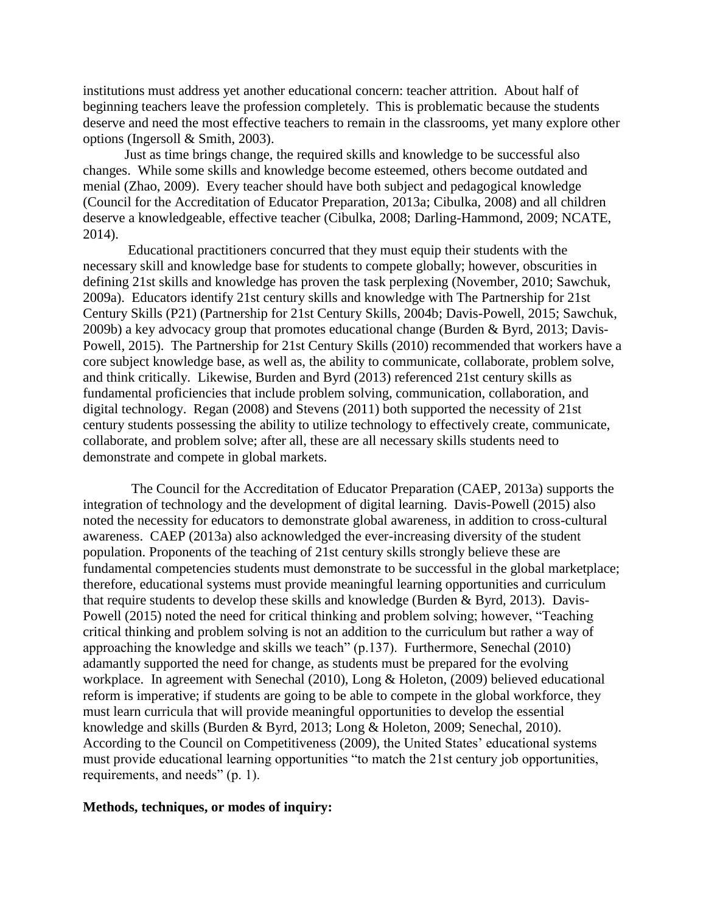institutions must address yet another educational concern: teacher attrition. About half of beginning teachers leave the profession completely. This is problematic because the students deserve and need the most effective teachers to remain in the classrooms, yet many explore other options (Ingersoll & Smith, 2003).

Just as time brings change, the required skills and knowledge to be successful also changes. While some skills and knowledge become esteemed, others become outdated and menial (Zhao, 2009). Every teacher should have both subject and pedagogical knowledge (Council for the Accreditation of Educator Preparation, 2013a; Cibulka, 2008) and all children deserve a knowledgeable, effective teacher (Cibulka, 2008; Darling-Hammond, 2009; NCATE, 2014).

Educational practitioners concurred that they must equip their students with the necessary skill and knowledge base for students to compete globally; however, obscurities in defining 21st skills and knowledge has proven the task perplexing (November, 2010; Sawchuk, 2009a). Educators identify 21st century skills and knowledge with The Partnership for 21st Century Skills (P21) (Partnership for 21st Century Skills, 2004b; Davis-Powell, 2015; Sawchuk, 2009b) a key advocacy group that promotes educational change (Burden & Byrd, 2013; Davis-Powell, 2015). The Partnership for 21st Century Skills (2010) recommended that workers have a core subject knowledge base, as well as, the ability to communicate, collaborate, problem solve, and think critically. Likewise, Burden and Byrd (2013) referenced 21st century skills as fundamental proficiencies that include problem solving, communication, collaboration, and digital technology. Regan (2008) and Stevens (2011) both supported the necessity of 21st century students possessing the ability to utilize technology to effectively create, communicate, collaborate, and problem solve; after all, these are all necessary skills students need to demonstrate and compete in global markets.

The Council for the Accreditation of Educator Preparation (CAEP, 2013a) supports the integration of technology and the development of digital learning. Davis-Powell (2015) also noted the necessity for educators to demonstrate global awareness, in addition to cross-cultural awareness. CAEP (2013a) also acknowledged the ever-increasing diversity of the student population. Proponents of the teaching of 21st century skills strongly believe these are fundamental competencies students must demonstrate to be successful in the global marketplace; therefore, educational systems must provide meaningful learning opportunities and curriculum that require students to develop these skills and knowledge (Burden & Byrd, 2013). Davis-Powell (2015) noted the need for critical thinking and problem solving; however, "Teaching critical thinking and problem solving is not an addition to the curriculum but rather a way of approaching the knowledge and skills we teach" (p.137). Furthermore, Senechal (2010) adamantly supported the need for change, as students must be prepared for the evolving workplace. In agreement with Senechal (2010), Long & Holeton, (2009) believed educational reform is imperative; if students are going to be able to compete in the global workforce, they must learn curricula that will provide meaningful opportunities to develop the essential knowledge and skills (Burden & Byrd, 2013; Long & Holeton, 2009; Senechal, 2010). According to the Council on Competitiveness (2009), the United States' educational systems must provide educational learning opportunities "to match the 21st century job opportunities, requirements, and needs" (p. 1).

**Methods, techniques, or modes of inquiry:**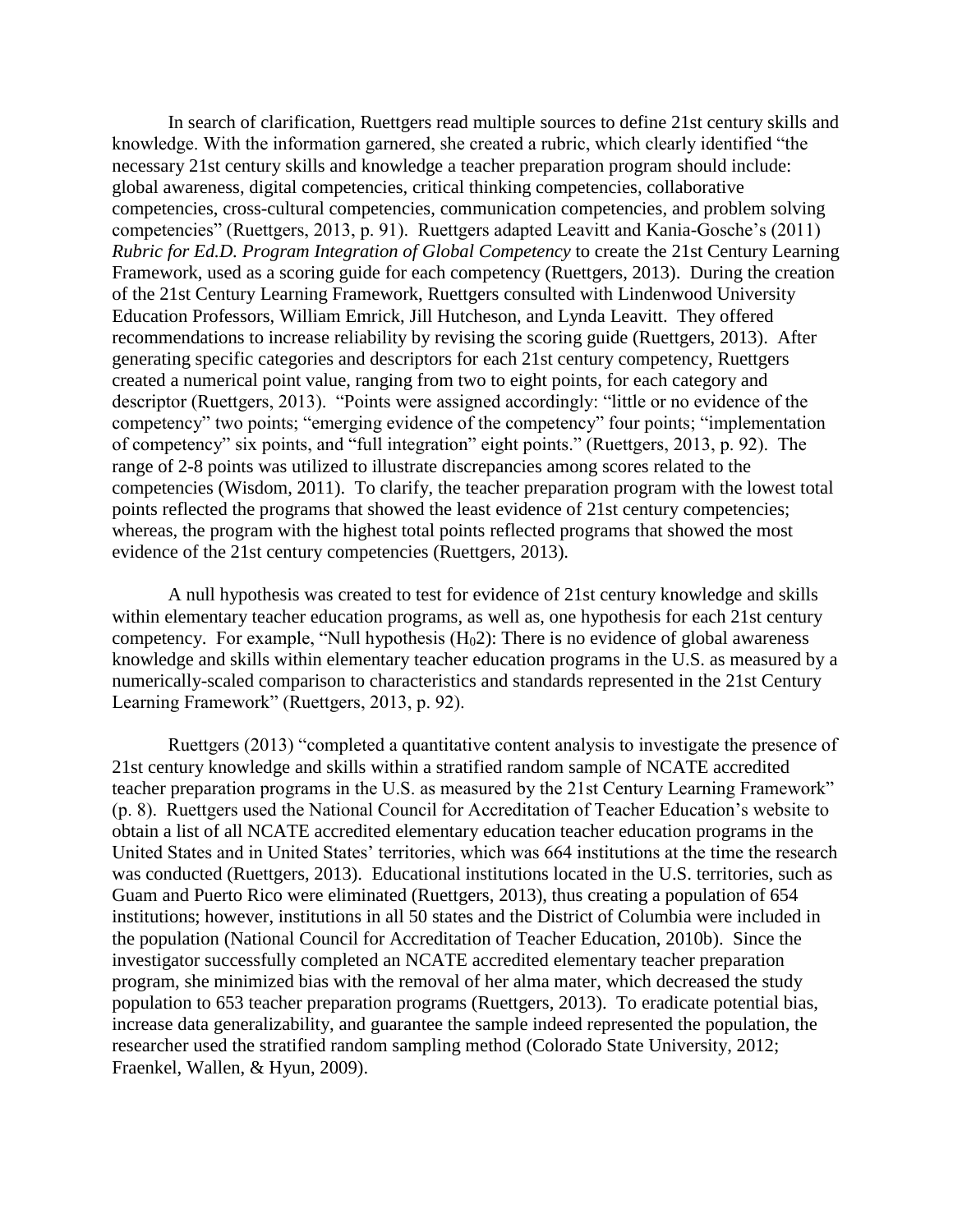In search of clarification, Ruettgers read multiple sources to define 21st century skills and knowledge. With the information garnered, she created a rubric, which clearly identified "the necessary 21st century skills and knowledge a teacher preparation program should include: global awareness, digital competencies, critical thinking competencies, collaborative competencies, cross-cultural competencies, communication competencies, and problem solving competencies" (Ruettgers, 2013, p. 91). Ruettgers adapted Leavitt and Kania-Gosche's (2011) *Rubric for Ed.D. Program Integration of Global Competency* to create the 21st Century Learning Framework, used as a scoring guide for each competency (Ruettgers, 2013). During the creation of the 21st Century Learning Framework, Ruettgers consulted with Lindenwood University Education Professors, William Emrick, Jill Hutcheson, and Lynda Leavitt. They offered recommendations to increase reliability by revising the scoring guide (Ruettgers, 2013). After generating specific categories and descriptors for each 21st century competency, Ruettgers created a numerical point value, ranging from two to eight points, for each category and descriptor (Ruettgers, 2013). "Points were assigned accordingly: "little or no evidence of the competency" two points; "emerging evidence of the competency" four points; "implementation of competency" six points, and "full integration" eight points." (Ruettgers, 2013, p. 92). The range of 2-8 points was utilized to illustrate discrepancies among scores related to the competencies (Wisdom, 2011). To clarify, the teacher preparation program with the lowest total points reflected the programs that showed the least evidence of 21st century competencies; whereas, the program with the highest total points reflected programs that showed the most evidence of the 21st century competencies (Ruettgers, 2013).

A null hypothesis was created to test for evidence of 21st century knowledge and skills within elementary teacher education programs, as well as, one hypothesis for each 21st century competency. For example, "Null hypothesis ($H_0 2$): There is no evidence of global awareness knowledge and skills within elementary teacher education programs in the U.S. as measured by a numerically-scaled comparison to characteristics and standards represented in the 21st Century Learning Framework" (Ruettgers, 2013, p. 92).

Ruettgers (2013) "completed a quantitative content analysis to investigate the presence of 21st century knowledge and skills within a stratified random sample of NCATE accredited teacher preparation programs in the U.S. as measured by the 21st Century Learning Framework" (p. 8). Ruettgers used the National Council for Accreditation of Teacher Education's website to obtain a list of all NCATE accredited elementary education teacher education programs in the United States and in United States' territories, which was 664 institutions at the time the research was conducted (Ruettgers, 2013). Educational institutions located in the U.S. territories, such as Guam and Puerto Rico were eliminated (Ruettgers, 2013), thus creating a population of 654 institutions; however, institutions in all 50 states and the District of Columbia were included in the population (National Council for Accreditation of Teacher Education, 2010b). Since the investigator successfully completed an NCATE accredited elementary teacher preparation program, she minimized bias with the removal of her alma mater, which decreased the study population to 653 teacher preparation programs (Ruettgers, 2013). To eradicate potential bias, increase data generalizability, and guarantee the sample indeed represented the population, the researcher used the stratified random sampling method (Colorado State University, 2012; Fraenkel, Wallen, & Hyun, 2009).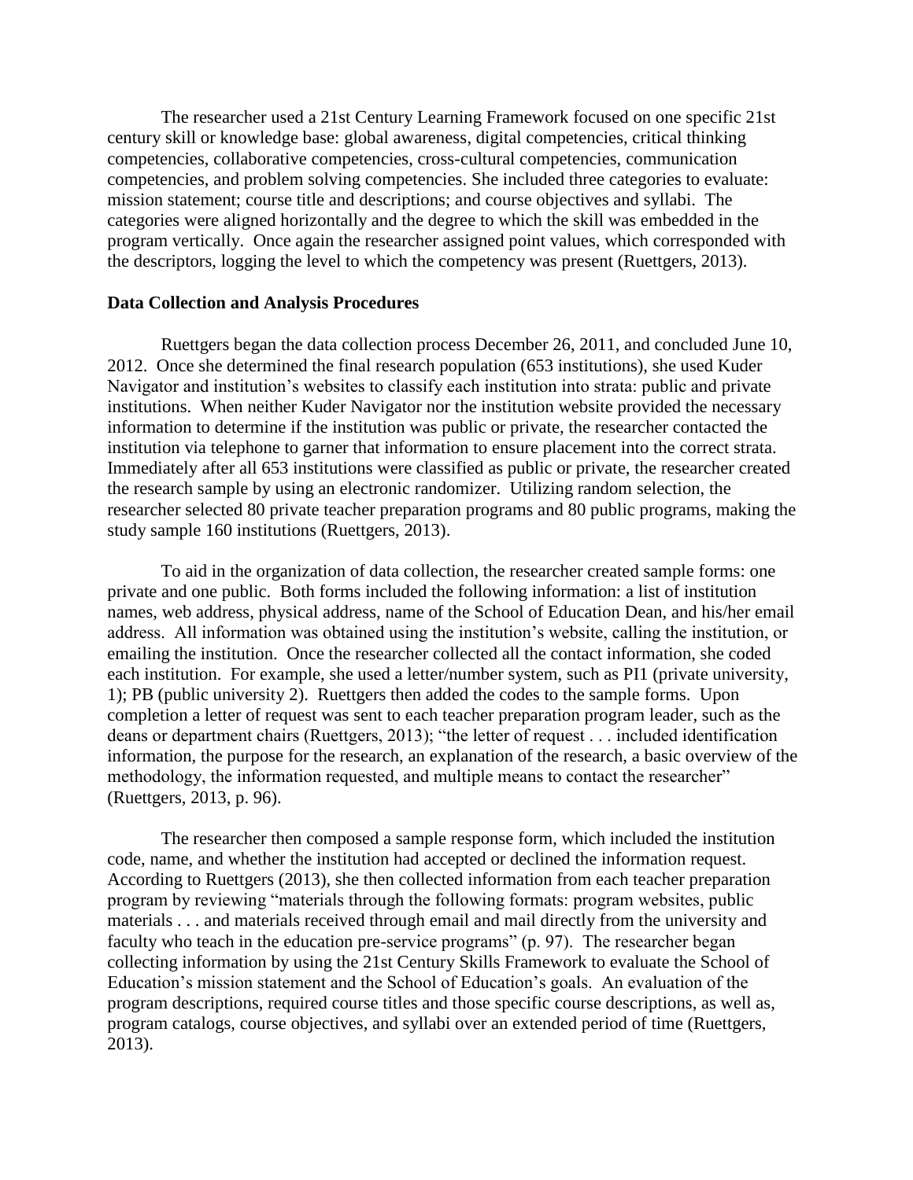The researcher used a 21st Century Learning Framework focused on one specific 21st century skill or knowledge base: global awareness, digital competencies, critical thinking competencies, collaborative competencies, cross-cultural competencies, communication competencies, and problem solving competencies. She included three categories to evaluate: mission statement; course title and descriptions; and course objectives and syllabi. The categories were aligned horizontally and the degree to which the skill was embedded in the program vertically. Once again the researcher assigned point values, which corresponded with the descriptors, logging the level to which the competency was present (Ruettgers, 2013).

**Data Collection and Analysis Procedures**

Ruettgers began the data collection process December 26, 2011, and concluded June 10, 2012. Once she determined the final research population (653 institutions), she used Kuder Navigator and institution's websites to classify each institution into strata: public and private institutions. When neither Kuder Navigator nor the institution website provided the necessary information to determine if the institution was public or private, the researcher contacted the institution via telephone to garner that information to ensure placement into the correct strata. Immediately after all 653 institutions were classified as public or private, the researcher created the research sample by using an electronic randomizer. Utilizing random selection, the researcher selected 80 private teacher preparation programs and 80 public programs, making the study sample 160 institutions (Ruettgers, 2013).

To aid in the organization of data collection, the researcher created sample forms: one private and one public. Both forms included the following information: a list of institution names, web address, physical address, name of the School of Education Dean, and his/her email address. All information was obtained using the institution's website, calling the institution, or emailing the institution. Once the researcher collected all the contact information, she coded each institution. For example, she used a letter/number system, such as PI1 (private university, 1); PB (public university 2). Ruettgers then added the codes to the sample forms. Upon completion a letter of request was sent to each teacher preparation program leader, such as the deans or department chairs (Ruettgers, 2013); "the letter of request . . . included identification information, the purpose for the research, an explanation of the research, a basic overview of the methodology, the information requested, and multiple means to contact the researcher" (Ruettgers, 2013, p. 96).

The researcher then composed a sample response form, which included the institution code, name, and whether the institution had accepted or declined the information request. According to Ruettgers (2013), she then collected information from each teacher preparation program by reviewing "materials through the following formats: program websites, public materials . . . and materials received through email and mail directly from the university and faculty who teach in the education pre-service programs" (p. 97). The researcher began collecting information by using the 21st Century Skills Framework to evaluate the School of Education's mission statement and the School of Education's goals. An evaluation of the program descriptions, required course titles and those specific course descriptions, as well as, program catalogs, course objectives, and syllabi over an extended period of time (Ruettgers, 2013).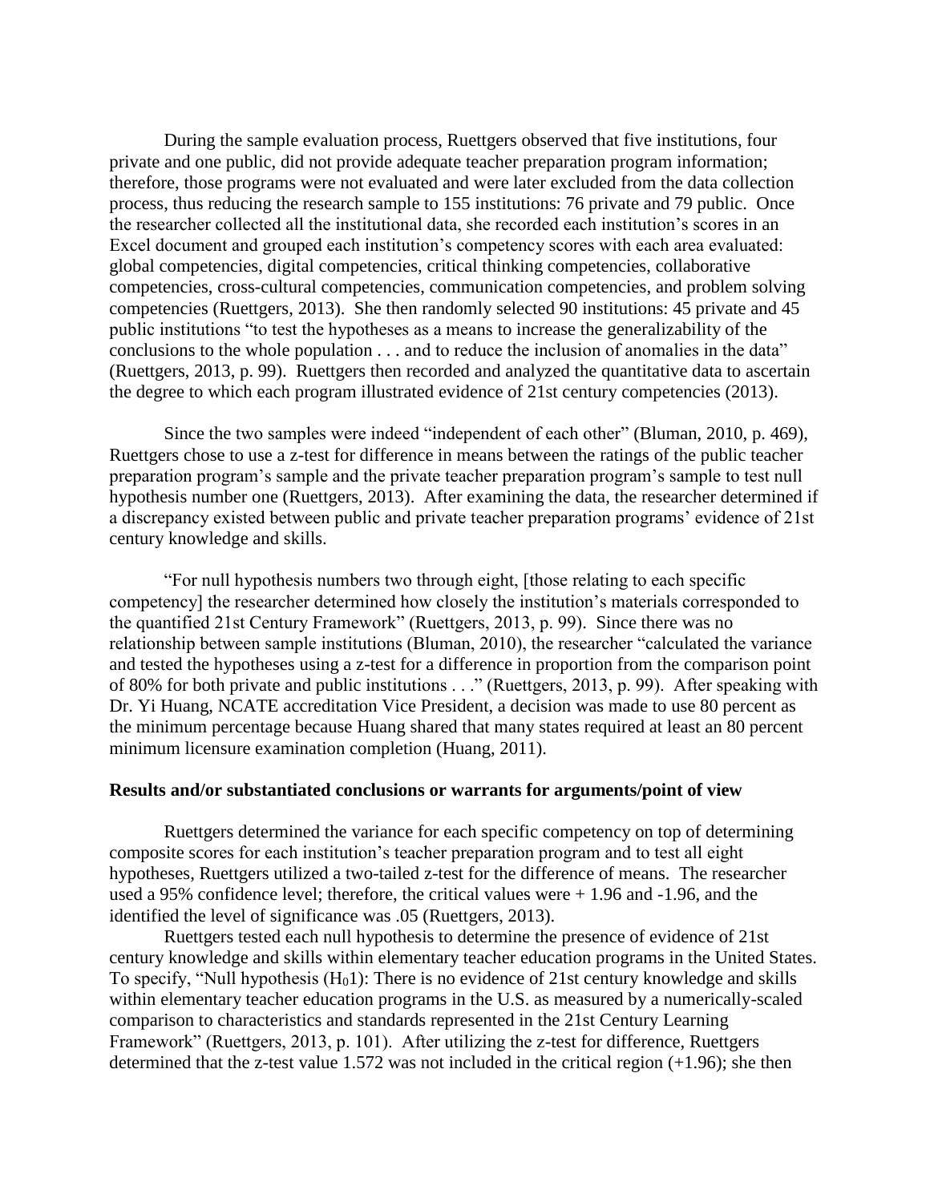During the sample evaluation process, Ruettgers observed that five institutions, four private and one public, did not provide adequate teacher preparation program information; therefore, those programs were not evaluated and were later excluded from the data collection process, thus reducing the research sample to 155 institutions: 76 private and 79 public. Once the researcher collected all the institutional data, she recorded each institution's scores in an Excel document and grouped each institution's competency scores with each area evaluated: global competencies, digital competencies, critical thinking competencies, collaborative competencies, cross-cultural competencies, communication competencies, and problem solving competencies (Ruettgers, 2013). She then randomly selected 90 institutions: 45 private and 45 public institutions "to test the hypotheses as a means to increase the generalizability of the conclusions to the whole population . . . and to reduce the inclusion of anomalies in the data" (Ruettgers, 2013, p. 99). Ruettgers then recorded and analyzed the quantitative data to ascertain the degree to which each program illustrated evidence of 21st century competencies (2013).

Since the two samples were indeed "independent of each other" (Bluman, 2010, p. 469), Ruettgers chose to use a z-test for difference in means between the ratings of the public teacher preparation program's sample and the private teacher preparation program's sample to test null hypothesis number one (Ruettgers, 2013). After examining the data, the researcher determined if a discrepancy existed between public and private teacher preparation programs' evidence of 21st century knowledge and skills.

"For null hypothesis numbers two through eight, [those relating to each specific competency] the researcher determined how closely the institution's materials corresponded to the quantified 21st Century Framework" (Ruettgers, 2013, p. 99). Since there was no relationship between sample institutions (Bluman, 2010), the researcher "calculated the variance and tested the hypotheses using a z-test for a difference in proportion from the comparison point of 80% for both private and public institutions . . ." (Ruettgers, 2013, p. 99). After speaking with Dr. Yi Huang, NCATE accreditation Vice President, a decision was made to use 80 percent as the minimum percentage because Huang shared that many states required at least an 80 percent minimum licensure examination completion (Huang, 2011).

**Results and/or substantiated conclusions or warrants for arguments/point of view**

Ruettgers determined the variance for each specific competency on top of determining composite scores for each institution's teacher preparation program and to test all eight hypotheses, Ruettgers utilized a two-tailed z-test for the difference of means. The researcher used a 95% confidence level; therefore, the critical values were + 1.96 and -1.96, and the identified the level of significance was .05 (Ruettgers, 2013).

Ruettgers tested each null hypothesis to determine the presence of evidence of 21st century knowledge and skills within elementary teacher education programs in the United States. To specify, "Null hypothesis ($H_0$1): There is no evidence of 21st century knowledge and skills within elementary teacher education programs in the U.S. as measured by a numerically-scaled comparison to characteristics and standards represented in the 21st Century Learning Framework" (Ruettgers, 2013, p. 101). After utilizing the z-test for difference, Ruettgers determined that the z-test value 1.572 was not included in the critical region (+1.96); she then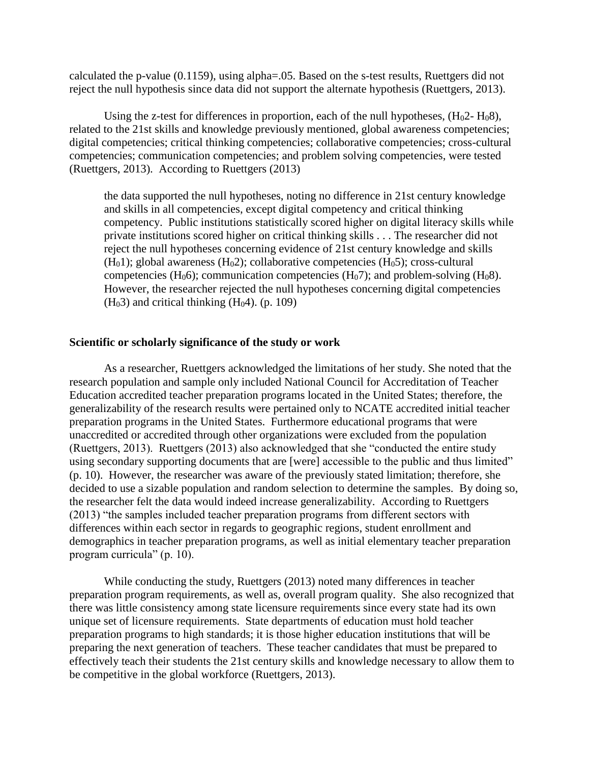calculated the p-value (0.1159), using alpha=.05. Based on the s-test results, Ruettgers did not reject the null hypothesis since data did not support the alternate hypothesis (Ruettgers, 2013).

Using the z-test for differences in proportion, each of the null hypotheses, ($H_0 2$- $H_0 8$), related to the 21st skills and knowledge previously mentioned, global awareness competencies; digital competencies; critical thinking competencies; collaborative competencies; cross-cultural competencies; communication competencies; and problem solving competencies, were tested (Ruettgers, 2013). According to Ruettgers (2013)

> the data supported the null hypotheses, noting no difference in 21st century knowledge and skills in all competencies, except digital competency and critical thinking competency. Public institutions statistically scored higher on digital literacy skills while private institutions scored higher on critical thinking skills . . . The researcher did not reject the null hypotheses concerning evidence of 21st century knowledge and skills ($H_0 1$); global awareness ($H_0 2$); collaborative competencies ($H_0 5$); cross-cultural competencies ($H_0 6$); communication competencies ($H_0 7$); and problem-solving ($H_0 8$). However, the researcher rejected the null hypotheses concerning digital competencies ($H_0 3$) and critical thinking ($H_0 4$). (p. 109)

**Scientific or scholarly significance of the study or work**

As a researcher, Ruettgers acknowledged the limitations of her study. She noted that the research population and sample only included National Council for Accreditation of Teacher Education accredited teacher preparation programs located in the United States; therefore, the generalizability of the research results were pertained only to NCATE accredited initial teacher preparation programs in the United States. Furthermore educational programs that were unaccredited or accredited through other organizations were excluded from the population (Ruettgers, 2013). Ruettgers (2013) also acknowledged that she "conducted the entire study using secondary supporting documents that are [were] accessible to the public and thus limited" (p. 10). However, the researcher was aware of the previously stated limitation; therefore, she decided to use a sizable population and random selection to determine the samples. By doing so, the researcher felt the data would indeed increase generalizability. According to Ruettgers (2013) "the samples included teacher preparation programs from different sectors with differences within each sector in regards to geographic regions, student enrollment and demographics in teacher preparation programs, as well as initial elementary teacher preparation program curricula" (p. 10).

While conducting the study, Ruettgers (2013) noted many differences in teacher preparation program requirements, as well as, overall program quality. She also recognized that there was little consistency among state licensure requirements since every state had its own unique set of licensure requirements. State departments of education must hold teacher preparation programs to high standards; it is those higher education institutions that will be preparing the next generation of teachers. These teacher candidates that must be prepared to effectively teach their students the 21st century skills and knowledge necessary to allow them to be competitive in the global workforce (Ruettgers, 2013).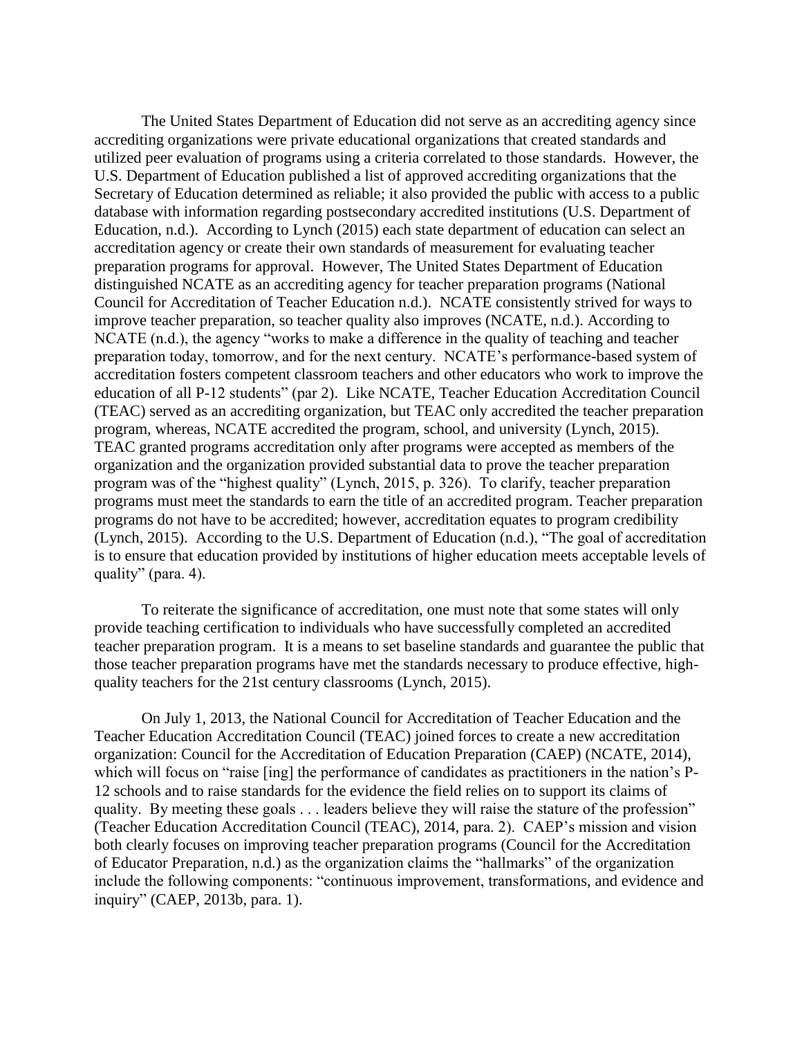The United States Department of Education did not serve as an accrediting agency since accrediting organizations were private educational organizations that created standards and utilized peer evaluation of programs using a criteria correlated to those standards. However, the U.S. Department of Education published a list of approved accrediting organizations that the Secretary of Education determined as reliable; it also provided the public with access to a public database with information regarding postsecondary accredited institutions (U.S. Department of Education, n.d.). According to Lynch (2015) each state department of education can select an accreditation agency or create their own standards of measurement for evaluating teacher preparation programs for approval. However, The United States Department of Education distinguished NCATE as an accrediting agency for teacher preparation programs (National Council for Accreditation of Teacher Education n.d.). NCATE consistently strived for ways to improve teacher preparation, so teacher quality also improves (NCATE, n.d.). According to NCATE (n.d.), the agency "works to make a difference in the quality of teaching and teacher preparation today, tomorrow, and for the next century. NCATE's performance-based system of accreditation fosters competent classroom teachers and other educators who work to improve the education of all P-12 students" (par 2). Like NCATE, Teacher Education Accreditation Council (TEAC) served as an accrediting organization, but TEAC only accredited the teacher preparation program, whereas, NCATE accredited the program, school, and university (Lynch, 2015). TEAC granted programs accreditation only after programs were accepted as members of the organization and the organization provided substantial data to prove the teacher preparation program was of the "highest quality" (Lynch, 2015, p. 326). To clarify, teacher preparation programs must meet the standards to earn the title of an accredited program. Teacher preparation programs do not have to be accredited; however, accreditation equates to program credibility (Lynch, 2015). According to the U.S. Department of Education (n.d.), "The goal of accreditation is to ensure that education provided by institutions of higher education meets acceptable levels of quality" (para. 4).

To reiterate the significance of accreditation, one must note that some states will only provide teaching certification to individuals who have successfully completed an accredited teacher preparation program. It is a means to set baseline standards and guarantee the public that those teacher preparation programs have met the standards necessary to produce effective, high-quality teachers for the 21st century classrooms (Lynch, 2015).

On July 1, 2013, the National Council for Accreditation of Teacher Education and the Teacher Education Accreditation Council (TEAC) joined forces to create a new accreditation organization: Council for the Accreditation of Education Preparation (CAEP) (NCATE, 2014), which will focus on "raise [ing] the performance of candidates as practitioners in the nation's P-12 schools and to raise standards for the evidence the field relies on to support its claims of quality. By meeting these goals . . . leaders believe they will raise the stature of the profession" (Teacher Education Accreditation Council (TEAC), 2014, para. 2). CAEP's mission and vision both clearly focuses on improving teacher preparation programs (Council for the Accreditation of Educator Preparation, n.d.) as the organization claims the "hallmarks" of the organization include the following components: "continuous improvement, transformations, and evidence and inquiry" (CAEP, 2013b, para. 1).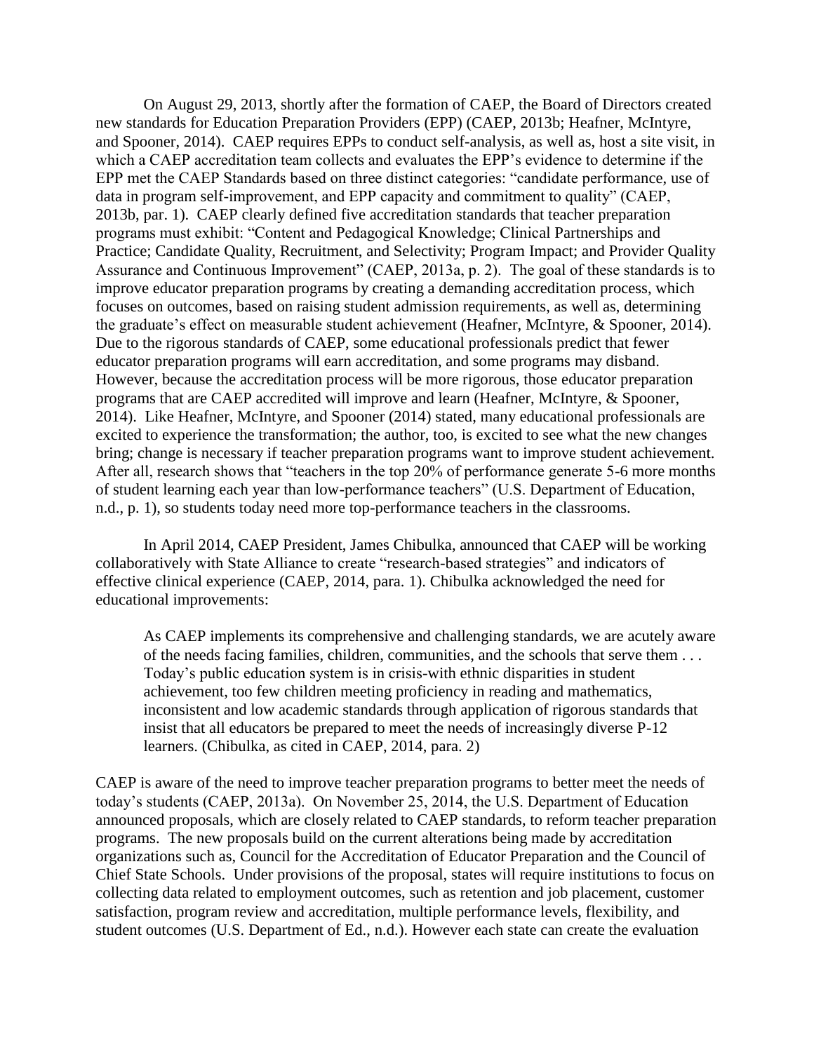On August 29, 2013, shortly after the formation of CAEP, the Board of Directors created new standards for Education Preparation Providers (EPP) (CAEP, 2013b; Heafner, McIntyre, and Spooner, 2014). CAEP requires EPPs to conduct self-analysis, as well as, host a site visit, in which a CAEP accreditation team collects and evaluates the EPP's evidence to determine if the EPP met the CAEP Standards based on three distinct categories: "candidate performance, use of data in program self-improvement, and EPP capacity and commitment to quality" (CAEP, 2013b, par. 1). CAEP clearly defined five accreditation standards that teacher preparation programs must exhibit: "Content and Pedagogical Knowledge; Clinical Partnerships and Practice; Candidate Quality, Recruitment, and Selectivity; Program Impact; and Provider Quality Assurance and Continuous Improvement" (CAEP, 2013a, p. 2). The goal of these standards is to improve educator preparation programs by creating a demanding accreditation process, which focuses on outcomes, based on raising student admission requirements, as well as, determining the graduate's effect on measurable student achievement (Heafner, McIntyre, & Spooner, 2014). Due to the rigorous standards of CAEP, some educational professionals predict that fewer educator preparation programs will earn accreditation, and some programs may disband. However, because the accreditation process will be more rigorous, those educator preparation programs that are CAEP accredited will improve and learn (Heafner, McIntyre, & Spooner, 2014). Like Heafner, McIntyre, and Spooner (2014) stated, many educational professionals are excited to experience the transformation; the author, too, is excited to see what the new changes bring; change is necessary if teacher preparation programs want to improve student achievement. After all, research shows that "teachers in the top 20% of performance generate 5-6 more months of student learning each year than low-performance teachers" (U.S. Department of Education, n.d., p. 1), so students today need more top-performance teachers in the classrooms.

In April 2014, CAEP President, James Chibulka, announced that CAEP will be working collaboratively with State Alliance to create "research-based strategies" and indicators of effective clinical experience (CAEP, 2014, para. 1). Chibulka acknowledged the need for educational improvements:

> As CAEP implements its comprehensive and challenging standards, we are acutely aware of the needs facing families, children, communities, and the schools that serve them . . . Today's public education system is in crisis-with ethnic disparities in student achievement, too few children meeting proficiency in reading and mathematics, inconsistent and low academic standards through application of rigorous standards that insist that all educators be prepared to meet the needs of increasingly diverse P-12 learners. (Chibulka, as cited in CAEP, 2014, para. 2)

CAEP is aware of the need to improve teacher preparation programs to better meet the needs of today's students (CAEP, 2013a). On November 25, 2014, the U.S. Department of Education announced proposals, which are closely related to CAEP standards, to reform teacher preparation programs. The new proposals build on the current alterations being made by accreditation organizations such as, Council for the Accreditation of Educator Preparation and the Council of Chief State Schools. Under provisions of the proposal, states will require institutions to focus on collecting data related to employment outcomes, such as retention and job placement, customer satisfaction, program review and accreditation, multiple performance levels, flexibility, and student outcomes (U.S. Department of Ed., n.d.). However each state can create the evaluation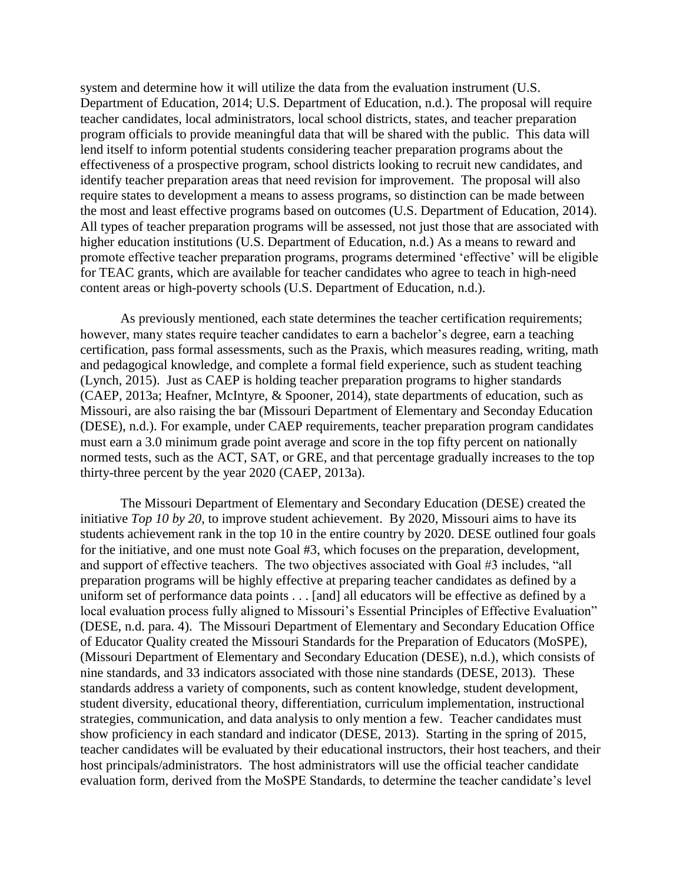system and determine how it will utilize the data from the evaluation instrument (U.S. Department of Education, 2014; U.S. Department of Education, n.d.). The proposal will require teacher candidates, local administrators, local school districts, states, and teacher preparation program officials to provide meaningful data that will be shared with the public. This data will lend itself to inform potential students considering teacher preparation programs about the effectiveness of a prospective program, school districts looking to recruit new candidates, and identify teacher preparation areas that need revision for improvement. The proposal will also require states to development a means to assess programs, so distinction can be made between the most and least effective programs based on outcomes (U.S. Department of Education, 2014). All types of teacher preparation programs will be assessed, not just those that are associated with higher education institutions (U.S. Department of Education, n.d.) As a means to reward and promote effective teacher preparation programs, programs determined 'effective' will be eligible for TEAC grants, which are available for teacher candidates who agree to teach in high-need content areas or high-poverty schools (U.S. Department of Education, n.d.).

As previously mentioned, each state determines the teacher certification requirements; however, many states require teacher candidates to earn a bachelor's degree, earn a teaching certification, pass formal assessments, such as the Praxis, which measures reading, writing, math and pedagogical knowledge, and complete a formal field experience, such as student teaching (Lynch, 2015). Just as CAEP is holding teacher preparation programs to higher standards (CAEP, 2013a; Heafner, McIntyre, & Spooner, 2014), state departments of education, such as Missouri, are also raising the bar (Missouri Department of Elementary and Seconday Education (DESE), n.d.). For example, under CAEP requirements, teacher preparation program candidates must earn a 3.0 minimum grade point average and score in the top fifty percent on nationally normed tests, such as the ACT, SAT, or GRE, and that percentage gradually increases to the top thirty-three percent by the year 2020 (CAEP, 2013a).

The Missouri Department of Elementary and Secondary Education (DESE) created the initiative *Top 10 by 20*, to improve student achievement. By 2020, Missouri aims to have its students achievement rank in the top 10 in the entire country by 2020. DESE outlined four goals for the initiative, and one must note Goal #3, which focuses on the preparation, development, and support of effective teachers. The two objectives associated with Goal #3 includes, "all preparation programs will be highly effective at preparing teacher candidates as defined by a uniform set of performance data points . . . [and] all educators will be effective as defined by a local evaluation process fully aligned to Missouri's Essential Principles of Effective Evaluation" (DESE, n.d. para. 4). The Missouri Department of Elementary and Secondary Education Office of Educator Quality created the Missouri Standards for the Preparation of Educators (MoSPE), (Missouri Department of Elementary and Secondary Education (DESE), n.d.), which consists of nine standards, and 33 indicators associated with those nine standards (DESE, 2013). These standards address a variety of components, such as content knowledge, student development, student diversity, educational theory, differentiation, curriculum implementation, instructional strategies, communication, and data analysis to only mention a few. Teacher candidates must show proficiency in each standard and indicator (DESE, 2013). Starting in the spring of 2015, teacher candidates will be evaluated by their educational instructors, their host teachers, and their host principals/administrators. The host administrators will use the official teacher candidate evaluation form, derived from the MoSPE Standards, to determine the teacher candidate's level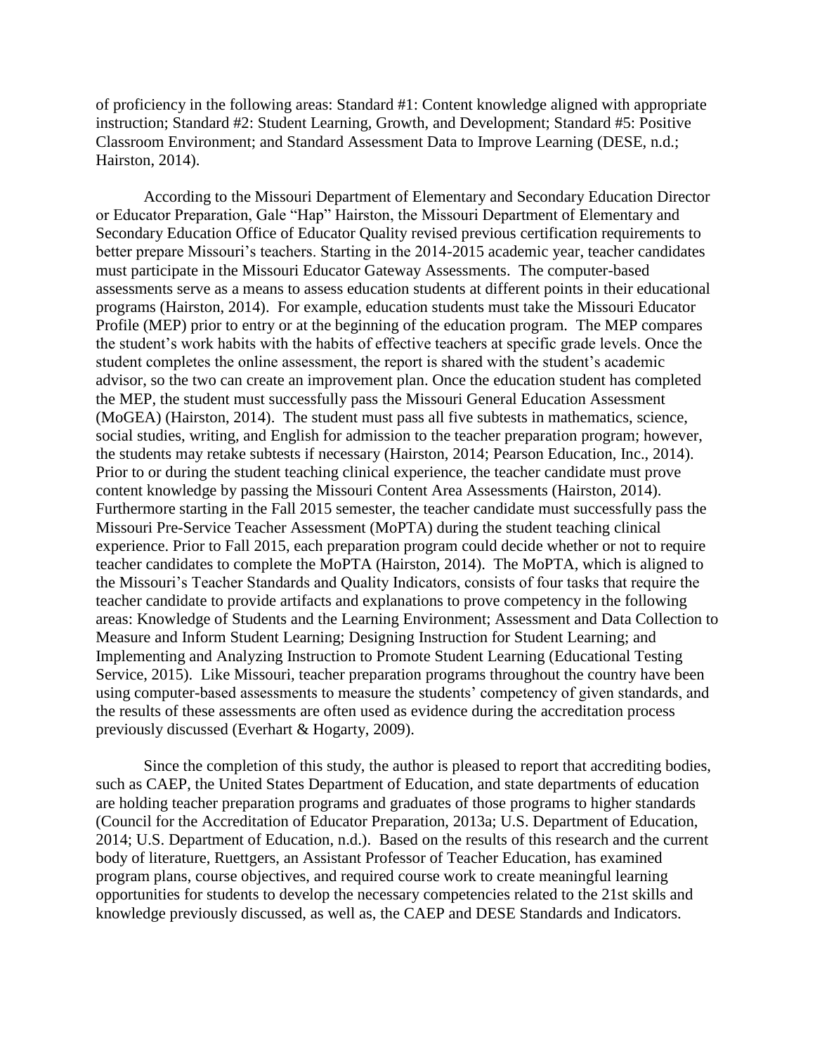of proficiency in the following areas: Standard #1: Content knowledge aligned with appropriate instruction; Standard #2: Student Learning, Growth, and Development; Standard #5: Positive Classroom Environment; and Standard Assessment Data to Improve Learning (DESE, n.d.; Hairston, 2014).

According to the Missouri Department of Elementary and Secondary Education Director or Educator Preparation, Gale "Hap" Hairston, the Missouri Department of Elementary and Secondary Education Office of Educator Quality revised previous certification requirements to better prepare Missouri's teachers. Starting in the 2014-2015 academic year, teacher candidates must participate in the Missouri Educator Gateway Assessments. The computer-based assessments serve as a means to assess education students at different points in their educational programs (Hairston, 2014). For example, education students must take the Missouri Educator Profile (MEP) prior to entry or at the beginning of the education program. The MEP compares the student's work habits with the habits of effective teachers at specific grade levels. Once the student completes the online assessment, the report is shared with the student's academic advisor, so the two can create an improvement plan. Once the education student has completed the MEP, the student must successfully pass the Missouri General Education Assessment (MoGEA) (Hairston, 2014). The student must pass all five subtests in mathematics, science, social studies, writing, and English for admission to the teacher preparation program; however, the students may retake subtests if necessary (Hairston, 2014; Pearson Education, Inc., 2014). Prior to or during the student teaching clinical experience, the teacher candidate must prove content knowledge by passing the Missouri Content Area Assessments (Hairston, 2014). Furthermore starting in the Fall 2015 semester, the teacher candidate must successfully pass the Missouri Pre-Service Teacher Assessment (MoPTA) during the student teaching clinical experience. Prior to Fall 2015, each preparation program could decide whether or not to require teacher candidates to complete the MoPTA (Hairston, 2014). The MoPTA, which is aligned to the Missouri's Teacher Standards and Quality Indicators, consists of four tasks that require the teacher candidate to provide artifacts and explanations to prove competency in the following areas: Knowledge of Students and the Learning Environment; Assessment and Data Collection to Measure and Inform Student Learning; Designing Instruction for Student Learning; and Implementing and Analyzing Instruction to Promote Student Learning (Educational Testing Service, 2015). Like Missouri, teacher preparation programs throughout the country have been using computer-based assessments to measure the students' competency of given standards, and the results of these assessments are often used as evidence during the accreditation process previously discussed (Everhart & Hogarty, 2009).

Since the completion of this study, the author is pleased to report that accrediting bodies, such as CAEP, the United States Department of Education, and state departments of education are holding teacher preparation programs and graduates of those programs to higher standards (Council for the Accreditation of Educator Preparation, 2013a; U.S. Department of Education, 2014; U.S. Department of Education, n.d.). Based on the results of this research and the current body of literature, Ruettgers, an Assistant Professor of Teacher Education, has examined program plans, course objectives, and required course work to create meaningful learning opportunities for students to develop the necessary competencies related to the 21st skills and knowledge previously discussed, as well as, the CAEP and DESE Standards and Indicators.